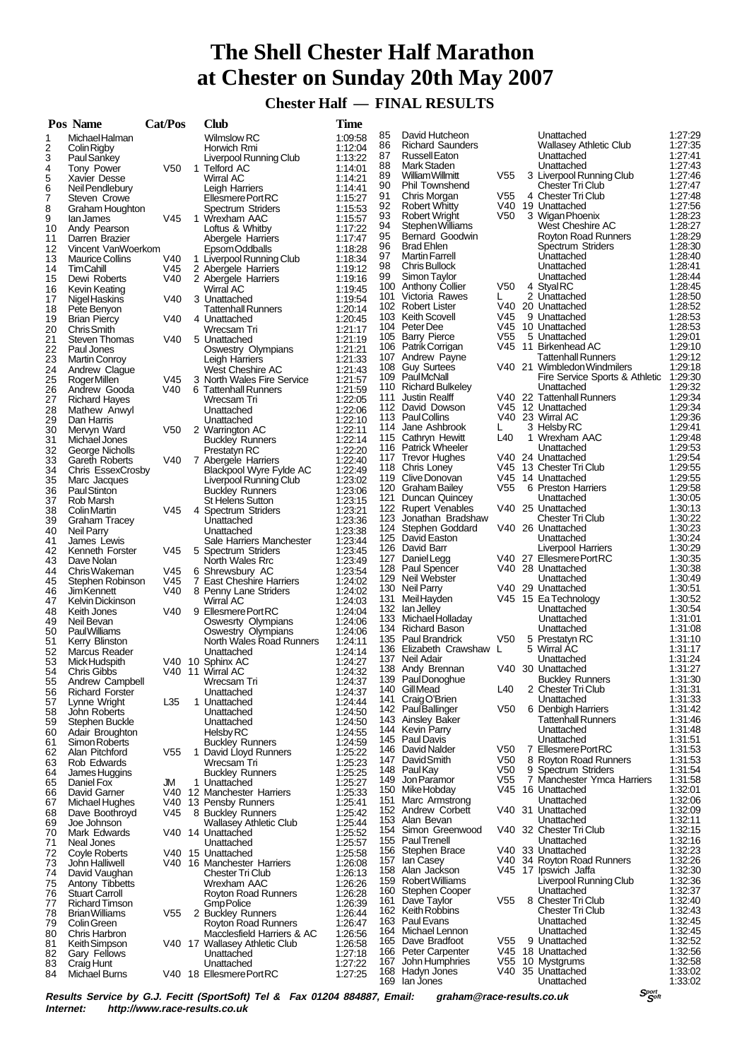# The Shell Chester Half Marathon at Chester on Sunday 20th May 2007

## Chester Half — FINAL RESULTS

| Pos | Name | Cat/Pos | | Club | Time |
|---|---|---|---|---|---|
| 1 | Michael Halman | | | Wilmslow RC | 1:09:58 |
| 2 | Colin Rigby | | | Horwich Rmi | 1:12:04 |
| 3 | Paul Sankey | | | Liverpool Running Club | 1:13:22 |
| 4 | Tony Power | V50 | 1 | Telford AC | 1:14:01 |
| 5 | Xavier Desse | | | Wirral AC | 1:14:21 |
| 6 | Neil Pendlebury | | | Leigh Harriers | 1:14:41 |
| 7 | Steven Crowe | | | Ellesmere Port RC | 1:15:27 |
| 8 | Graham Houghton | | | Spectrum Striders | 1:15:53 |
| 9 | Ian James | V45 | 1 | Wrexham AAC | 1:15:57 |
| 10 | Andy Pearson | | | Loftus & Whitby | 1:17:22 |
| 11 | Darren Brazier | | | Abergele Harriers | 1:17:47 |
| 12 | Vincent VanWoerkom | | | Epsom Oddballs | 1:18:28 |
| 13 | Maurice Collins | V40 | 1 | Liverpool Running Club | 1:18:34 |
| 14 | Tim Cahill | V45 | 2 | Abergele Harriers | 1:19:12 |
| 15 | Dewi Roberts | V40 | 2 | Abergele Harriers | 1:19:16 |
| 16 | Kevin Keating | | | Wirral AC | 1:19:45 |
| 17 | Nigel Haskins | V40 | 3 | Unattached | 1:19:54 |
| 18 | Pete Benyon | | | Tattenhall Runners | 1:20:14 |
| 19 | Brian Piercy | V40 | 4 | Unattached | 1:20:45 |
| 20 | Chris Smith | | | Wrecsam Tri | 1:21:17 |
| 21 | Steven Thomas | V40 | 5 | Unattached | 1:21:19 |
| 22 | Paul Jones | | | Oswestry Olympians | 1:21:21 |
| 23 | Martin Conroy | | | Leigh Harriers | 1:21:33 |
| 24 | Andrew Clague | | | West Cheshire AC | 1:21:43 |
| 25 | Roger Millen | V45 | 3 | North Wales Fire Service | 1:21:57 |
| 26 | Andrew Gooda | V40 | 6 | Tattenhall Runners | 1:21:59 |
| 27 | Richard Hayes | | | Wrecsam Tri | 1:22:05 |
| 28 | Mathew Anwyl | | | Unattached | 1:22:06 |
| 29 | Dan Harris | | | Unattached | 1:22:10 |
| 30 | Mervyn Ward | V50 | 2 | Warrington AC | 1:22:11 |
| 31 | Michael Jones | | | Buckley Runners | 1:22:14 |
| 32 | George Nicholls | | | Prestatyn RC | 1:22:20 |
| 33 | Gareth Roberts | V40 | 7 | Abergele Harriers | 1:22:40 |
| 34 | Chris EssexCrosby | | | Blackpool Wyre Fylde AC | 1:22:49 |
| 35 | Marc Jacques | | | Liverpool Running Club | 1:23:02 |
| 36 | Paul Stinton | | | Buckley Runners | 1:23:06 |
| 37 | Rob Marsh | | | St Helens Sutton | 1:23:15 |
| 38 | Colin Martin | V45 | 4 | Spectrum Striders | 1:23:21 |
| 39 | Graham Tracey | | | Unattached | 1:23:36 |
| 40 | Neil Parry | | | Unattached | 1:23:38 |
| 41 | James Lewis | | | Sale Harriers Manchester | 1:23:44 |
| 42 | Kenneth Forster | V45 | 5 | Spectrum Striders | 1:23:45 |
| 43 | Dave Nolan | | | North Wales Rrc | 1:23:49 |
| 44 | Chris Wakeman | V45 | 6 | Shrewsbury AC | 1:23:54 |
| 45 | Stephen Robinson | V45 | 7 | East Cheshire Harriers | 1:24:02 |
| 46 | Jim Kennett | V40 | 8 | Penny Lane Striders | 1:24:02 |
| 47 | Kelvin Dickinson | | | Wirral AC | 1:24:03 |
| 48 | Keith Jones | V40 | 9 | Ellesmere Port RC | 1:24:04 |
| 49 | Neil Bevan | | | Oswesrty Olympians | 1:24:06 |
| 50 | Paul Williams | | | Oswestry Olympians | 1:24:06 |
| 51 | Kerry Blinston | | | North Wales Road Runners | 1:24:11 |
| 52 | Marcus Reader | | | Unattached | 1:24:14 |
| 53 | Mick Hudspith | V40 | 10 | Sphinx AC | 1:24:27 |
| 54 | Chris Gibbs | V40 | 11 | Wirral AC | 1:24:32 |
| 55 | Andrew Campbell | | | Wrecsam Tri | 1:24:37 |
| 56 | Richard Forster | | | Unattached | 1:24:37 |
| 57 | Lynne Wright | L35 | 1 | Unattached | 1:24:44 |
| 58 | John Roberts | | | Unattached | 1:24:50 |
| 59 | Stephen Buckle | | | Unattached | 1:24:50 |
| 60 | Adair Broughton | | | Helsby RC | 1:24:55 |
| 61 | Simon Roberts | | | Buckley Runners | 1:24:59 |
| 62 | Alan Pitchford | V55 | 1 | David Lloyd Runners | 1:25:22 |
| 63 | Rob Edwards | | | Wrecsam Tri | 1:25:23 |
| 64 | James Huggins | | | Buckley Runners | 1:25:25 |
| 65 | Daniel Fox | JM | 1 | Unattached | 1:25:27 |
| 66 | David Garner | V40 | 12 | Manchester Harriers | 1:25:33 |
| 67 | Michael Hughes | V40 | 13 | Pensby Runners | 1:25:41 |
| 68 | Dave Boothroyd | V45 | 8 | Buckley Runners | 1:25:42 |
| 69 | Joe Johnson | | | Wallasey Athletic Club | 1:25:44 |
| 70 | Mark Edwards | V40 | 14 | Unattached | 1:25:52 |
| 71 | Neal Jones | | | Unattached | 1:25:57 |
| 72 | Coyle Roberts | V40 | 15 | Unattached | 1:25:58 |
| 73 | John Halliwell | V40 | 16 | Manchester Harriers | 1:26:08 |
| 74 | David Vaughan | | | Chester Tri Club | 1:26:13 |
| 75 | Antony Tibbetts | | | Wrexham AAC | 1:26:26 |
| 76 | Stuart Carroll | | | Royton Road Runners | 1:26:28 |
| 77 | Richard Timson | | | Gmp Police | 1:26:39 |
| 78 | Brian Williams | V55 | 2 | Buckley Runners | 1:26:44 |
| 79 | Colin Green | | | Royton Road Runners | 1:26:47 |
| 80 | Chris Harbron | | | Macclesfield Harriers & AC | 1:26:56 |
| 81 | Keith Simpson | V40 | 17 | Wallasey Athletic Club | 1:26:58 |
| 82 | Gary Fellows | | | Unattached | 1:27:18 |
| 83 | Craig Hunt | | | Unattached | 1:27:22 |
| 84 | Michael Burns | V40 | 18 | Ellesmere Port RC | 1:27:25 |
| 85 | David Hutcheon | | | Unattached | 1:27:29 |
| 86 | Richard Saunders | | | Wallasey Athletic Club | 1:27:35 |
| 87 | Russell Eaton | | | Unattached | 1:27:41 |
| 88 | Mark Staden | | | Unattached | 1:27:43 |
| 89 | William Willmitt | V55 | 3 | Liverpool Running Club | 1:27:46 |
| 90 | Phil Townshend | | | Chester Tri Club | 1:27:47 |
| 91 | Chris Morgan | V55 | 4 | Chester Tri Club | 1:27:48 |
| 92 | Robert Whitty | V40 | 19 | Unattached | 1:27:56 |
| 93 | Robert Wright | V50 | 3 | Wigan Phoenix | 1:28:23 |
| 94 | Stephen Williams | | | West Cheshire AC | 1:28:27 |
| 95 | Bernard Goodwin | | | Royton Road Runners | 1:28:29 |
| 96 | Brad Ehlen | | | Spectrum Striders | 1:28:30 |
| 97 | Martin Farrell | | | Unattached | 1:28:40 |
| 98 | Chris Bullock | | | Unattached | 1:28:41 |
| 99 | Simon Taylor | | | Unattached | 1:28:44 |
| 100 | Anthony Collier | V50 | 4 | Styal RC | 1:28:45 |
| 101 | Victoria Rawes | L | 2 | Unattached | 1:28:50 |
| 102 | Robert Lister | V40 | 20 | Unattached | 1:28:52 |
| 103 | Keith Scovell | V45 | 9 | Unattached | 1:28:53 |
| 104 | Peter Dee | V45 | 10 | Unattached | 1:28:53 |
| 105 | Barry Pierce | V55 | 5 | Unattached | 1:29:01 |
| 106 | Patrik Corrigan | V45 | 11 | Birkenhead AC | 1:29:10 |
| 107 | Andrew Payne | | | Tattenhall Runners | 1:29:12 |
| 108 | Guy Surtees | V40 | 21 | Wimbledon Windmilers | 1:29:18 |
| 109 | Paul McNall | | | Fire Service Sports & Athletic | 1:29:30 |
| 110 | Richard Bulkeley | | | Unattached | 1:29:32 |
| 111 | Justin Realff | V40 | 22 | Tattenhall Runners | 1:29:34 |
| 112 | David Dowson | V45 | 12 | Unattached | 1:29:34 |
| 113 | Paul Collins | V40 | 23 | Wirral AC | 1:29:36 |
| 114 | Jane Ashbrook | L | 3 | Helsby RC | 1:29:41 |
| 115 | Cathryn Hewitt | L40 | 1 | Wrexham AAC | 1:29:48 |
| 116 | Patrick Wheeler | | | Unattached | 1:29:53 |
| 117 | Trevor Hughes | V40 | 24 | Unattached | 1:29:54 |
| 118 | Chris Loney | V45 | 13 | Chester Tri Club | 1:29:55 |
| 119 | Clive Donovan | V45 | 14 | Unattached | 1:29:55 |
| 120 | Graham Bailey | V55 | 6 | Preston Harriers | 1:29:58 |
| 121 | Duncan Quincey | | | Unattached | 1:30:05 |
| 122 | Rupert Venables | V40 | 25 | Unattached | 1:30:13 |
| 123 | Jonathan Bradshaw | | | Chester Tri Club | 1:30:22 |
| 124 | Stephen Goddard | V40 | 26 | Unattached | 1:30:23 |
| 125 | David Easton | | | Unattached | 1:30:24 |
| 126 | David Barr | | | Liverpool Harriers | 1:30:29 |
| 127 | Daniel Legg | V40 | 27 | Ellesmere Port RC | 1:30:35 |
| 128 | Paul Spencer | V40 | 28 | Unattached | 1:30:38 |
| 129 | Neil Webster | | | Unattached | 1:30:49 |
| 130 | Neil Parry | V40 | 29 | Unattached | 1:30:51 |
| 131 | Meil Hayden | V45 | 15 | Ea Technology | 1:30:52 |
| 132 | Ian Jelley | | | Unattached | 1:30:54 |
| 133 | Michael Holladay | | | Unattached | 1:31:01 |
| 134 | Richard Bason | | | Unattached | 1:31:08 |
| 135 | Paul Brandrick | V50 | 5 | Prestatyn RC | 1:31:10 |
| 136 | Elizabeth Crawshaw | L | 5 | Wirral AC | 1:31:17 |
| 137 | Neil Adair | | | Unattached | 1:31:24 |
| 138 | Andy Brennan | V40 | 30 | Unattached | 1:31:27 |
| 139 | Paul Donoghue | | | Buckley Runners | 1:31:30 |
| 140 | Gill Mead | L40 | 2 | Chester Tri Club | 1:31:31 |
| 141 | Craig O'Brien | | | Unattached | 1:31:33 |
| 142 | Paul Ballinger | V50 | 6 | Denbigh Harriers | 1:31:42 |
| 143 | Ainsley Baker | | | Tattenhall Runners | 1:31:46 |
| 144 | Kevin Parry | | | Unattached | 1:31:48 |
| 145 | Paul Davis | | | Unattached | 1:31:51 |
| 146 | David Nalder | V50 | 7 | Ellesmere Port RC | 1:31:53 |
| 147 | David Smith | V50 | 8 | Royton Road Runners | 1:31:53 |
| 148 | Paul Kay | V50 | 9 | Spectrum Striders | 1:31:54 |
| 149 | Jon Paramor | V55 | 7 | Manchester Ymca Harriers | 1:31:58 |
| 150 | Mike Hobday | V45 | 16 | Unattached | 1:32:01 |
| 151 | Marc Armstrong | | | Unattached | 1:32:06 |
| 152 | Andrew Corbett | V40 | 31 | Unattached | 1:32:09 |
| 153 | Alan Bevan | | | Unattached | 1:32:11 |
| 154 | Simon Greenwood | V40 | 32 | Chester Tri Club | 1:32:15 |
| 155 | Paul Trenell | | | Unattached | 1:32:16 |
| 156 | Stephen Brace | V40 | 33 | Unattached | 1:32:23 |
| 157 | Ian Casey | V40 | 34 | Royton Road Runners | 1:32:26 |
| 158 | Alan Jackson | V45 | 17 | Ipswich Jaffa | 1:32:30 |
| 159 | Robert Williams | | | Liverpool Running Club | 1:32:36 |
| 160 | Stephen Cooper | | | Unattached | 1:32:37 |
| 161 | Dave Taylor | V55 | 8 | Chester Tri Club | 1:32:40 |
| 162 | Keith Robbins | | | Chester Tri Club | 1:32:43 |
| 163 | Paul Evans | | | Unattached | 1:32:45 |
| 164 | Michael Lennon | | | Unattached | 1:32:45 |
| 165 | Dave Bradfoot | V55 | 9 | Unattached | 1:32:52 |
| 166 | Peter Carpenter | V45 | 18 | Unattached | 1:32:56 |
| 167 | John Humphries | V55 | 10 | Mystgrums | 1:32:58 |
| 168 | Hadyn Jones | V40 | 35 | Unattached | 1:33:02 |
| 169 | Ian Jones | | | Unattached | 1:33:02 |

***Results Service by G.J. Fecitt (SportSoft) Tel & Fax 01204 884887, Email: graham@race-results.co.uk***
***Internet: http://www.race-results.co.uk***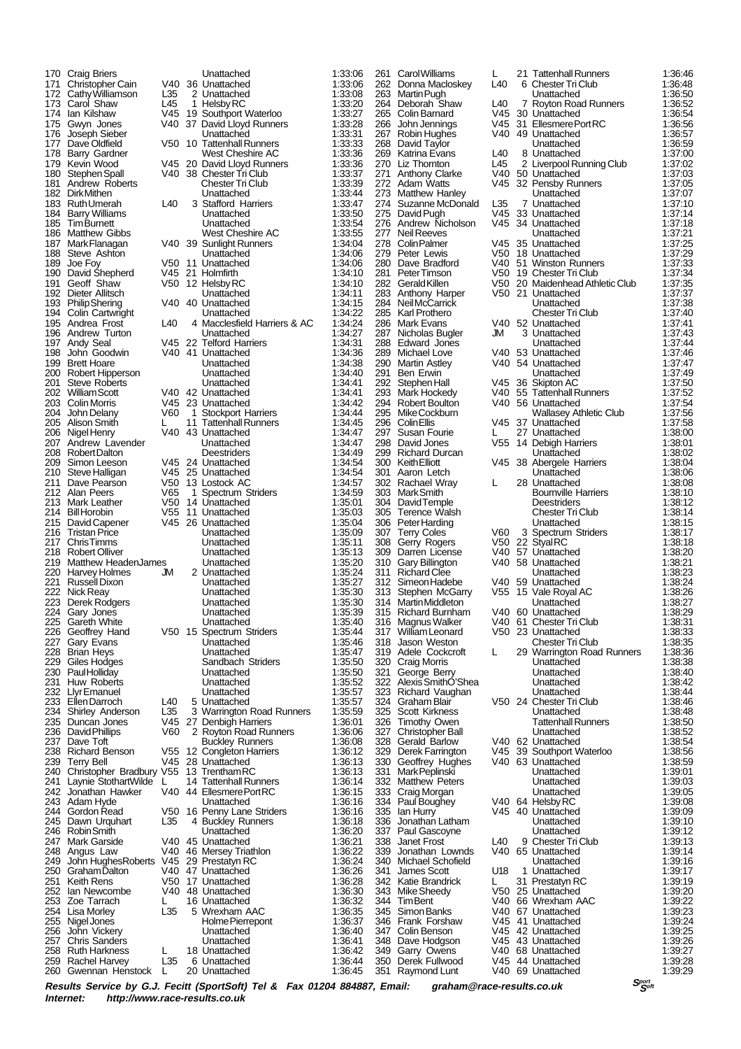| | | | | | |
|---|---|---|---|---|---|
| 170 | Craig Briers | | | Unattached | 1:33:06 |
| 171 | Christopher Cain | V40 | 36 | Unattached | 1:33:06 |
| 172 | Cathy Williamson | L35 | 2 | Unattached | 1:33:08 |
| 173 | Carol Shaw | L45 | 1 | Helsby RC | 1:33:20 |
| 174 | Ian Kilshaw | V45 | 19 | Southport Waterloo | 1:33:27 |
| 175 | Gwyn Jones | V40 | 37 | David Lloyd Runners | 1:33:28 |
| 176 | Joseph Sieber | | | Unattached | 1:33:31 |
| 177 | Dave Oldfield | V50 | 10 | Tattenhall Runners | 1:33:33 |
| 178 | Barry Gardner | | | West Cheshire AC | 1:33:36 |
| 179 | Kevin Wood | V45 | 20 | David Lloyd Runners | 1:33:36 |
| 180 | Stephen Spall | V40 | 38 | Chester Tri Club | 1:33:37 |
| 181 | Andrew Roberts | | | Chester Tri Club | 1:33:39 |
| 182 | Dirk Mithen | | | Unattached | 1:33:44 |
| 183 | Ruth Umerah | L40 | 3 | Stafford Harriers | 1:33:47 |
| 184 | Barry Williams | | | Unattached | 1:33:50 |
| 185 | Tim Burnett | | | Unattached | 1:33:54 |
| 186 | Matthew Gibbs | | | West Cheshire AC | 1:33:55 |
| 187 | Mark Flanagan | V40 | 39 | Sunlight Runners | 1:34:04 |
| 188 | Steve Ashton | | | Unattached | 1:34:06 |
| 189 | Joe Foy | V50 | 11 | Unattached | 1:34:06 |
| 190 | David Shepherd | V45 | 21 | Holmfirth | 1:34:10 |
| 191 | Geoff Shaw | V50 | 12 | Helsby RC | 1:34:10 |
| 192 | Dieter Allitsch | | | Unattached | 1:34:11 |
| 193 | Philip Shering | V40 | 40 | Unattached | 1:34:15 |
| 194 | Colin Cartwright | | | Unattached | 1:34:22 |
| 195 | Andrea Frost | L40 | 4 | Macclesfield Harriers & AC | 1:34:24 |
| 196 | Andrew Turton | | | Unattached | 1:34:27 |
| 197 | Andy Seal | V45 | 22 | Telford Harriers | 1:34:31 |
| 198 | John Goodwin | V40 | 41 | Unattached | 1:34:36 |
| 199 | Brett Hoare | | | Unattached | 1:34:38 |
| 200 | Robert Hipperson | | | Unattached | 1:34:40 |
| 201 | Steve Roberts | | | Unattached | 1:34:41 |
| 202 | William Scott | V40 | 42 | Unattached | 1:34:41 |
| 203 | Colin Morris | V45 | 23 | Unattached | 1:34:42 |
| 204 | John Delany | V60 | 1 | Stockport Harriers | 1:34:44 |
| 205 | Alison Smith | L | 11 | Tattenhall Runners | 1:34:45 |
| 206 | Nigel Henry | V40 | 43 | Unattached | 1:34:47 |
| 207 | Andrew Lavender | | | Unattached | 1:34:47 |
| 208 | Robert Dalton | | | Deestriders | 1:34:49 |
| 209 | Simon Leeson | V45 | 24 | Unattached | 1:34:54 |
| 210 | Steve Halligan | V45 | 25 | Unattached | 1:34:54 |
| 211 | Dave Pearson | V50 | 13 | Lostock AC | 1:34:57 |
| 212 | Alan Peers | V65 | 1 | Spectrum Striders | 1:34:59 |
| 213 | Mark Leather | V50 | 14 | Unattached | 1:35:01 |
| 214 | Bill Horobin | V55 | 11 | Unattached | 1:35:03 |
| 215 | David Capener | V45 | 26 | Unattached | 1:35:04 |
| 216 | Tristan Price | | | Unattached | 1:35:09 |
| 217 | Chris Timms | | | Unattached | 1:35:11 |
| 218 | Robert Olliver | | | Unattached | 1:35:13 |
| 219 | Matthew HeadenJames | | | Unattached | 1:35:20 |
| 220 | Harvey Holmes | JM | 2 | Unattached | 1:35:24 |
| 221 | Russell Dixon | | | Unattached | 1:35:27 |
| 222 | Nick Reay | | | Unattached | 1:35:30 |
| 223 | Derek Rodgers | | | Unattached | 1:35:30 |
| 224 | Gary Jones | | | Unattached | 1:35:39 |
| 225 | Gareth White | | | Unattached | 1:35:40 |
| 226 | Geoffrey Hand | V50 | 15 | Spectrum Striders | 1:35:44 |
| 227 | Gary Evans | | | Unattached | 1:35:46 |
| 228 | Brian Heys | | | Unattached | 1:35:47 |
| 229 | Giles Hodges | | | Sandbach Striders | 1:35:50 |
| 230 | Paul Holliday | | | Unattached | 1:35:50 |
| 231 | Huw Roberts | | | Unattached | 1:35:52 |
| 232 | Llyr Emanuel | | | Unattached | 1:35:57 |
| 233 | Ellen Darroch | L40 | 5 | Unattached | 1:35:57 |
| 234 | Shirley Anderson | L35 | 3 | Warrington Road Runners | 1:35:59 |
| 235 | Duncan Jones | V45 | 27 | Denbigh Harriers | 1:36:01 |
| 236 | David Phillips | V60 | 2 | Royton Road Runners | 1:36:06 |
| 237 | Dave Toft | | | Buckley Runners | 1:36:08 |
| 238 | Richard Benson | V55 | 12 | Congleton Harriers | 1:36:12 |
| 239 | Terry Bell | V45 | 28 | Unattached | 1:36:13 |
| 240 | Christopher Bradbury | V55 | 13 | Trentham RC | 1:36:13 |
| 241 | Laynie StothartWilde | L | 14 | Tattenhall Runners | 1:36:14 |
| 242 | Jonathan Hawker | V40 | 44 | Ellesmere Port RC | 1:36:15 |
| 243 | Adam Hyde | | | Unattached | 1:36:16 |
| 244 | Gordon Read | V50 | 16 | Penny Lane Striders | 1:36:16 |
| 245 | Dawn Urquhart | L35 | 4 | Buckley Runners | 1:36:18 |
| 246 | Robin Smith | | | Unattached | 1:36:20 |
| 247 | Mark Garside | V40 | 45 | Unattached | 1:36:21 |
| 248 | Angus Law | V40 | 46 | Mersey Triathlon | 1:36:22 |
| 249 | John HughesRoberts | V45 | 29 | Prestatyn RC | 1:36:24 |
| 250 | Graham Dalton | V40 | 47 | Unattached | 1:36:26 |
| 251 | Keith Rens | V50 | 17 | Unattached | 1:36:28 |
| 252 | Ian Newcombe | V40 | 48 | Unattached | 1:36:30 |
| 253 | Zoe Tarrach | L | 16 | Unattached | 1:36:32 |
| 254 | Lisa Morley | L35 | 5 | Wrexham AAC | 1:36:35 |
| 255 | Nigel Jones | | | Holme Pierrepont | 1:36:37 |
| 256 | John Vickery | | | Unattached | 1:36:40 |
| 257 | Chris Sanders | | | Unattached | 1:36:41 |
| 258 | Ruth Harkness | L | 18 | Unattached | 1:36:42 |
| 259 | Rachel Harvey | L35 | 6 | Unattached | 1:36:44 |
| 260 | Gwennan Henstock | L | 20 | Unattached | 1:36:45 |
| 261 | Carol Williams | L | 21 | Tattenhall Runners | 1:36:46 |
| 262 | Donna Macloskey | L40 | 6 | Chester Tri Club | 1:36:48 |
| 263 | Martin Pugh | | | Unattached | 1:36:50 |
| 264 | Deborah Shaw | L40 | 7 | Royton Road Runners | 1:36:52 |
| 265 | Colin Barnard | V45 | 30 | Unattached | 1:36:54 |
| 266 | John Jennings | V45 | 31 | Ellesmere Port RC | 1:36:56 |
| 267 | Robin Hughes | V40 | 49 | Unattached | 1:36:57 |
| 268 | David Taylor | | | Unattached | 1:36:59 |
| 269 | Katrina Evans | L40 | 8 | Unattached | 1:37:00 |
| 270 | Liz Thornton | L45 | 2 | Liverpool Running Club | 1:37:02 |
| 271 | Anthony Clarke | V40 | 50 | Unattached | 1:37:03 |
| 272 | Adam Watts | V45 | 32 | Pensby Runners | 1:37:05 |
| 273 | Matthew Hanley | | | Unattached | 1:37:07 |
| 274 | Suzanne McDonald | L35 | 7 | Unattached | 1:37:10 |
| 275 | David Pugh | V45 | 33 | Unattached | 1:37:14 |
| 276 | Andrew Nicholson | V45 | 34 | Unattached | 1:37:18 |
| 277 | Neil Reeves | | | Unattached | 1:37:21 |
| 278 | Colin Palmer | V45 | 35 | Unattached | 1:37:25 |
| 279 | Peter Lewis | V50 | 18 | Unattached | 1:37:29 |
| 280 | Dave Bradford | V40 | 51 | Winston Runners | 1:37:33 |
| 281 | Peter Timson | V50 | 19 | Chester Tri Club | 1:37:34 |
| 282 | Gerald Killen | V50 | 20 | Maidenhead Athletic Club | 1:37:35 |
| 283 | Anthony Harper | V50 | 21 | Unattached | 1:37:37 |
| 284 | Neil McCarrick | | | Unattached | 1:37:38 |
| 285 | Karl Prothero | | | Chester Tri Club | 1:37:40 |
| 286 | Mark Evans | V40 | 52 | Unattached | 1:37:41 |
| 287 | Nicholas Bugler | JM | 3 | Unattached | 1:37:43 |
| 288 | Edward Jones | | | Unattached | 1:37:44 |
| 289 | Michael Love | V40 | 53 | Unattached | 1:37:46 |
| 290 | Martin Astley | V40 | 54 | Unattached | 1:37:47 |
| 291 | Ben Erwin | | | Unattached | 1:37:49 |
| 292 | Stephen Hall | V45 | 36 | Skipton AC | 1:37:50 |
| 293 | Mark Hockedy | V40 | 55 | Tattenhall Runners | 1:37:52 |
| 294 | Robert Boulton | V40 | 56 | Unattached | 1:37:54 |
| 295 | Mike Cockburn | | | Wallasey Athletic Club | 1:37:56 |
| 296 | Colin Ellis | V45 | 37 | Unattached | 1:37:58 |
| 297 | Susan Fourie | L | 27 | Unattached | 1:38:00 |
| 298 | David Jones | V55 | 14 | Debigh Harriers | 1:38:01 |
| 299 | Richard Durcan | | | Unattached | 1:38:02 |
| 300 | Keith Elliott | V45 | 38 | Abergele Harriers | 1:38:04 |
| 301 | Aaron Letch | | | Unattached | 1:38:06 |
| 302 | Rachael Wray | L | 28 | Unattached | 1:38:08 |
| 303 | Mark Smith | | | Bournville Harriers | 1:38:10 |
| 304 | David Temple | | | Deestriders | 1:38:12 |
| 305 | Terence Walsh | | | Chester Tri Club | 1:38:14 |
| 306 | Peter Harding | | | Unattached | 1:38:15 |
| 307 | Terry Coles | V60 | 3 | Spectrum Striders | 1:38:17 |
| 308 | Gerry Rogers | V50 | 22 | Styal RC | 1:38:18 |
| 309 | Darren License | V40 | 57 | Unattached | 1:38:20 |
| 310 | Gary Billington | V40 | 58 | Unattached | 1:38:21 |
| 311 | Richard Clee | | | Unattached | 1:38:23 |
| 312 | Simeon Hadebe | V40 | 59 | Unattached | 1:38:24 |
| 313 | Stephen McGarry | V55 | 15 | Vale Royal AC | 1:38:26 |
| 314 | Martin Middleton | | | Unattached | 1:38:27 |
| 315 | Richard Burnham | V40 | 60 | Unattached | 1:38:29 |
| 316 | Magnus Walker | V40 | 61 | Chester Tri Club | 1:38:31 |
| 317 | William Leonard | V50 | 23 | Unattached | 1:38:33 |
| 318 | Jason Weston | | | Chester Tri Club | 1:38:35 |
| 319 | Adele Cockcroft | L | 29 | Warrington Road Runners | 1:38:36 |
| 320 | Craig Morris | | | Unattached | 1:38:38 |
| 321 | George Berry | | | Unattached | 1:38:40 |
| 322 | Alexis SmithO'Shea | | | Unattached | 1:38:42 |
| 323 | Richard Vaughan | | | Unattached | 1:38:44 |
| 324 | Graham Blair | V50 | 24 | Chester Tri Club | 1:38:46 |
| 325 | Scott Kirkness | | | Unattached | 1:38:48 |
| 326 | Timothy Owen | | | Tattenhall Runners | 1:38:50 |
| 327 | Christopher Ball | | | Unattached | 1:38:52 |
| 328 | Gerald Barlow | V40 | 62 | Unattached | 1:38:54 |
| 329 | Derek Farrington | V45 | 39 | Southport Waterloo | 1:38:56 |
| 330 | Geoffrey Hughes | V40 | 63 | Unattached | 1:38:59 |
| 331 | Mark Peplinski | | | Unattached | 1:39:01 |
| 332 | Matthew Peters | | | Unattached | 1:39:03 |
| 333 | Craig Morgan | | | Unattached | 1:39:05 |
| 334 | Paul Boughey | V40 | 64 | Helsby RC | 1:39:08 |
| 335 | Ian Hurry | V45 | 40 | Unattached | 1:39:09 |
| 336 | Jonathan Latham | | | Unattached | 1:39:10 |
| 337 | Paul Gascoyne | | | Unattached | 1:39:12 |
| 338 | Janet Frost | L40 | 9 | Chester Tri Club | 1:39:13 |
| 339 | Jonathan Lownds | V40 | 65 | Unattached | 1:39:14 |
| 340 | Michael Schofield | | | Unattached | 1:39:16 |
| 341 | James Scott | U18 | 1 | Unattached | 1:39:17 |
| 342 | Katie Brandrick | L | 31 | Prestatyn RC | 1:39:19 |
| 343 | Mike Sheedy | V50 | 25 | Unattached | 1:39:20 |
| 344 | Tim Bent | V40 | 66 | Wrexham AAC | 1:39:22 |
| 345 | Simon Banks | V40 | 67 | Unattached | 1:39:23 |
| 346 | Frank Forshaw | V45 | 41 | Unattached | 1:39:24 |
| 347 | Colin Benson | V45 | 42 | Unattached | 1:39:25 |
| 348 | Dave Hodgson | V45 | 43 | Unattached | 1:39:26 |
| 349 | Garry Owens | V40 | 68 | Unattached | 1:39:27 |
| 350 | Derek Fullwood | V45 | 44 | Unattached | 1:39:28 |
| 351 | Raymond Lunt | V40 | 69 | Unattached | 1:39:29 |

*Results Service by G.J. Fecitt (SportSoft) Tel & Fax 01204 884887, Email: graham@race-results.co.uk*
*Internet: http://www.race-results.co.uk*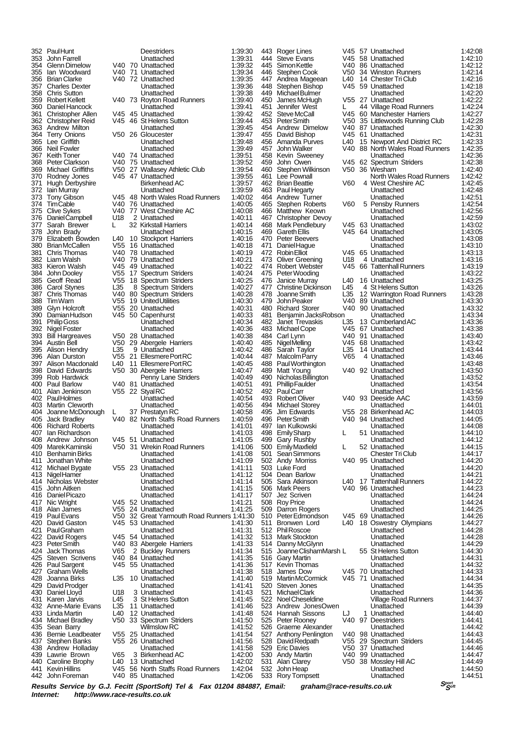| Pos | Name | Cat | Cat Pos | Club | Time |
|---|---|---|---|---|---|
| 352 | Paul Hunt | | | Deestriders | 1:39:30 |
| 353 | John Farrell | | | Unattached | 1:39:31 |
| 354 | Glenn Dimelow | V40 | 70 | Unattached | 1:39:32 |
| 355 | Ian Woodward | V40 | 71 | Unattached | 1:39:34 |
| 356 | Brian Clarke | V40 | 72 | Unattached | 1:39:35 |
| 357 | Charles Dexter | | | Unattached | 1:39:36 |
| 358 | Chris Sutton | | | Unattached | 1:39:38 |
| 359 | Robert Kellett | V40 | 73 | Royton Road Runners | 1:39:40 |
| 360 | Daniel Hancock | | | Unattached | 1:39:41 |
| 361 | Christopher Allen | V45 | 45 | Unattached | 1:39:42 |
| 362 | Christopher Reid | V45 | 46 | St Helens Sutton | 1:39:44 |
| 363 | Andrew Milton | | | Unattached | 1:39:45 |
| 364 | Terry Onions | V50 | 26 | Gloucester | 1:39:47 |
| 365 | Lee Griffith | | | Unattached | 1:39:48 |
| 366 | Neil Fowler | | | Unattached | 1:39:49 |
| 367 | Keith Toner | V40 | 74 | Unattached | 1:39:51 |
| 368 | Peter Clarkson | V40 | 75 | Unattached | 1:39:52 |
| 369 | Michael Griffiths | V50 | 27 | Wallasey Athletic Club | 1:39:54 |
| 370 | Rodney Jones | V45 | 47 | Unattached | 1:39:55 |
| 371 | Hugh Derbyshire | | | Birkenhead AC | 1:39:57 |
| 372 | Iain Murray | | | Unattached | 1:39:59 |
| 373 | Tony Gibson | V45 | 48 | North Wales Road Runners | 1:40:02 |
| 374 | Tim Cable | V40 | 76 | Unattached | 1:40:05 |
| 375 | Clive Sykes | V40 | 77 | West Cheshire AC | 1:40:08 |
| 376 | Daniel Campbell | U18 | 2 | Unattached | 1:40:11 |
| 377 | Sarah Brewer | L | 32 | Kirkstall Harriers | 1:40:14 |
| 378 | John Brady | | | Unattached | 1:40:15 |
| 379 | Elizabeth Bowden | L40 | 10 | Stockport Harriers | 1:40:16 |
| 380 | Brian McCallen | V55 | 16 | Unattached | 1:40:18 |
| 381 | Chris Thomas | V40 | 78 | Unattached | 1:40:19 |
| 382 | Liam Walsh | V40 | 79 | Unattached | 1:40:21 |
| 383 | Kieron Walsh | V45 | 49 | Unattached | 1:40:22 |
| 384 | John Dooley | V55 | 17 | Spectrum Striders | 1:40:24 |
| 385 | Geoff Read | V55 | 18 | Spectrum Striders | 1:40:25 |
| 386 | Carol Stynes | L35 | 8 | Spectrum Striders | 1:40:27 |
| 387 | Chris Thomas | V40 | 80 | Spectrum Striders | 1:40:28 |
| 388 | Tim Warn | V55 | 19 | United Utilities | 1:40:30 |
| 389 | Glyn Holcroft | V55 | 20 | Unattached | 1:40:31 |
| 390 | Damian Hudson | V45 | 50 | Capenhurst | 1:40:33 |
| 391 | Philip Goss | | | Unattached | 1:40:34 |
| 392 | Nigel Foster | | | Unattached | 1:40:36 |
| 393 | Bill Hargreaves | V50 | 28 | Unattached | 1:40:38 |
| 394 | Austin Bell | V50 | 29 | Abergele Harriers | 1:40:40 |
| 395 | Alison Hendry | L35 | 9 | Unattached | 1:40:42 |
| 396 | Alan Durston | V55 | 21 | Ellesmere Port RC | 1:40:44 |
| 397 | Alison Macdonald | L40 | 11 | Ellesmere Port RC | 1:40:45 |
| 398 | David Edwards | V50 | 30 | Abergele Harriers | 1:40:47 |
| 399 | Rob Hardwick | | | Penny Lane Striders | 1:40:49 |
| 400 | Paul Barlow | V40 | 81 | Unattached | 1:40:51 |
| 401 | Alan Jenkinson | V55 | 22 | Styal RC | 1:40:52 |
| 402 | Paul Holmes | | | Unattached | 1:40:54 |
| 403 | Martin Cleworth | | | Unattached | 1:40:56 |
| 404 | Joanne McDonough | L | 37 | Prestatyn RC | 1:40:58 |
| 405 | Jack Bradley | V40 | 82 | North Staffs Road Runners | 1:40:59 |
| 406 | Richard Roberts | | | Unattached | 1:41:01 |
| 407 | Ian Richardson | | | Unattached | 1:41:03 |
| 408 | Andrew Johnson | V45 | 51 | Unattached | 1:41:05 |
| 409 | Marek Kaminski | V50 | 31 | Wrekin Road Runners | 1:41:06 |
| 410 | Benhamin Birks | | | Unattached | 1:41:08 |
| 411 | Jonathan White | | | Unattached | 1:41:09 |
| 412 | Michael Bygate | V55 | 23 | Unattached | 1:41:11 |
| 413 | Nigel Hamer | | | Unattached | 1:41:12 |
| 414 | Nicholas Webster | | | Unattached | 1:41:14 |
| 415 | John Aitken | | | Unattached | 1:41:15 |
| 416 | Daniel Picazo | | | Unattached | 1:41:17 |
| 417 | Nic Wright | V45 | 52 | Unattached | 1:41:21 |
| 418 | Alan James | V55 | 24 | Unattached | 1:41:25 |
| 419 | Paul Evans | V50 | 32 | Great Yarmouth Road Runners | 1:41:30 |
| 420 | David Gaston | V45 | 53 | Unattached | 1:41:30 |
| 421 | Paul Graham | | | Unattached | 1:41:31 |
| 422 | David Rogers | V45 | 54 | Unattached | 1:41:32 |
| 423 | Peter Smith | V40 | 83 | Abergele Harriers | 1:41:33 |
| 424 | Jack Thomas | V65 | 2 | Buckley Runners | 1:41:34 |
| 425 | Steven Scrivens | V40 | 84 | Unattached | 1:41:35 |
| 426 | Paul Sargent | V45 | 55 | Unattached | 1:41:36 |
| 427 | Graham Wells | | | Unattached | 1:41:38 |
| 428 | Joanna Birks | L35 | 10 | Unattached | 1:41:40 |
| 429 | David Prodger | | | Unattached | 1:41:41 |
| 430 | Daniel Lloyd | U18 | 3 | Unattached | 1:41:43 |
| 431 | Karen Jarvis | L45 | 3 | St Helens Sutton | 1:41:45 |
| 432 | Anne-Marie Evans | L35 | 11 | Unattached | 1:41:46 |
| 433 | Linda Martin | L40 | 12 | Unattached | 1:41:48 |
| 434 | Michael Bradley | V50 | 33 | Spectrum Striders | 1:41:50 |
| 435 | Sean Barry | | | Wilmslow RC | 1:41:52 |
| 436 | Bernie Leadbeater | V55 | 25 | Unattached | 1:41:54 |
| 437 | Stephen Banks | V55 | 26 | Unattached | 1:41:56 |
| 438 | Andrew Holladay | | | Unattached | 1:41:58 |
| 439 | Lawrie Brown | V65 | 3 | Birkenhead AC | 1:42:00 |
| 440 | Caroline Brophy | L40 | 13 | Unattached | 1:42:02 |
| 441 | Kevin Hillins | V45 | 56 | North Staffs Road Runners | 1:42:04 |
| 442 | John Foreman | V40 | 85 | Unattached | 1:42:06 |
| 443 | Roger Lines | V45 | 57 | Unattached | 1:42:08 |
| 444 | Steve Evans | V45 | 58 | Unattached | 1:42:10 |
| 445 | Simon Kettle | V40 | 86 | Unattached | 1:42:12 |
| 446 | Stephen Cook | V50 | 34 | Winston Runners | 1:42:14 |
| 447 | Andrea Mageean | L40 | 14 | Chester Tri Club | 1:42:16 |
| 448 | Stephen Bishop | V45 | 59 | Unattached | 1:42:18 |
| 449 | Michael Bulmer | | | Unattached | 1:42:20 |
| 450 | James McHugh | V55 | 27 | Unattached | 1:42:22 |
| 451 | Jennifer West | L | 44 | Village Road Runners | 1:42:24 |
| 452 | Steve McCall | V45 | 60 | Manchester Harriers | 1:42:27 |
| 453 | Peter Smith | V50 | 35 | Littlewoods Running Club | 1:42:28 |
| 454 | Andrew Dimelow | V40 | 87 | Unattached | 1:42:30 |
| 455 | David Bishop | V45 | 61 | Unattached | 1:42:31 |
| 456 | Amanda Purves | L40 | 15 | Newport And District RC | 1:42:33 |
| 457 | John Walker | V40 | 88 | North Wales Road Runners | 1:42:35 |
| 458 | Kevin Sweeney | | | Unattached | 1:42:36 |
| 459 | John Owen | V45 | 62 | Spectrum Striders | 1:42:38 |
| 460 | Stephen Wilkinson | V50 | 36 | Wesham | 1:42:40 |
| 461 | Lee Pownall | | | North Wales Road Runners | 1:42:42 |
| 462 | Brian Beattie | V60 | 4 | West Cheshire AC | 1:42:45 |
| 463 | Paul Hegarty | | | Unattached | 1:42:48 |
| 464 | Andrew Turner | | | Unattached | 1:42:51 |
| 465 | Stephen Roberts | V60 | 5 | Pensby Runners | 1:42:54 |
| 466 | Matthew Keown | | | Unattached | 1:42:56 |
| 467 | Christopher Devoy | | | Unattached | 1:42:59 |
| 468 | Mark Pendlebury | V45 | 63 | Unattached | 1:43:02 |
| 469 | Gareth Ellis | V45 | 64 | Unattached | 1:43:05 |
| 470 | Peter Beevers | | | Unattached | 1:43:08 |
| 471 | Daniel Hague | | | Unattached | 1:43:10 |
| 472 | Robin Elliot | V45 | 65 | Unattached | 1:43:13 |
| 473 | Oliver Greening | U18 | 4 | Unattached | 1:43:16 |
| 474 | Robert Webster | V45 | 66 | Tattenhall Runners | 1:43:19 |
| 475 | Peter Wooding | | | Unattached | 1:43:22 |
| 476 | Janice Murray | L40 | 16 | Unattached | 1:43:25 |
| 477 | Christine Dickinson | L45 | 4 | St Helens Sutton | 1:43:26 |
| 478 | Joanne Smith | L35 | 12 | Warrington Road Runners | 1:43:28 |
| 479 | John Peaker | V40 | 89 | Unattached | 1:43:30 |
| 480 | Richard Storer | V40 | 90 | Unattached | 1:43:32 |
| 481 | Benjamin JacksRobson | | | Unattached | 1:43:34 |
| 482 | Janet Trevaskis | L35 | 13 | Cumberland AC | 1:43:36 |
| 483 | Michael Cope | V45 | 67 | Unattached | 1:43:38 |
| 484 | Carl Lynn | V40 | 91 | Unattached | 1:43:40 |
| 485 | Nigel Melling | V45 | 68 | Unattached | 1:43:42 |
| 486 | Sarah Taylor | L35 | 14 | Unattached | 1:43:44 |
| 487 | Malcolm Parry | V65 | 4 | Unattached | 1:43:46 |
| 488 | Paul Worthington | | | Unattached | 1:43:48 |
| 489 | Matt Young | V40 | 92 | Unattached | 1:43:50 |
| 490 | Nicholas Billington | | | Unattached | 1:43:52 |
| 491 | Phillip Faulder | | | Unattached | 1:43:54 |
| 492 | Paul Carr | | | Unattached | 1:43:56 |
| 493 | Robert Oliver | V40 | 93 | Deeside AAC | 1:43:59 |
| 494 | Michael Storey | | | Unattached | 1:44:01 |
| 495 | Jim Edwards | V55 | 28 | Birkenhead AC | 1:44:03 |
| 496 | Peter Smith | V40 | 94 | Unattached | 1:44:05 |
| 497 | Ian Kulkowski | | | Unattached | 1:44:08 |
| 498 | Emily Sharp | L | 51 | Unattached | 1:44:10 |
| 499 | Gary Rushby | | | Unattached | 1:44:12 |
| 500 | Emily Maxfield | L | 52 | Unattached | 1:44:15 |
| 501 | Sean Simmons | | | Chester Tri Club | 1:44:17 |
| 502 | Andy Morriss | V40 | 95 | Unattached | 1:44:20 |
| 503 | Luke Ford | | | Unattached | 1:44:20 |
| 504 | Dean Barlow | | | Unattached | 1:44:21 |
| 505 | Sara Atkinson | L40 | 17 | Tattenhall Runners | 1:44:22 |
| 506 | Mark Peers | V40 | 96 | Unattached | 1:44:23 |
| 507 | Jez Scriven | | | Unattached | 1:44:24 |
| 508 | Roy Price | | | Unattached | 1:44:24 |
| 509 | Darron Rogers | | | Unattached | 1:44:25 |
| 510 | Peter Edmondson | V45 | 69 | Unattached | 1:44:26 |
| 511 | Bronwen Lord | L40 | 18 | Oswestry Olympians | 1:44:27 |
| 512 | Phil Roscoe | | | Unattached | 1:44:28 |
| 513 | Mark Stockton | | | Unattached | 1:44:28 |
| 514 | Danny McGlynn | | | Unattached | 1:44:29 |
| 515 | Joanne ClishamMarsh | L | 55 | St Helens Sutton | 1:44:30 |
| 516 | Gary Martin | | | Unattached | 1:44:31 |
| 517 | Kevin Thomas | | | Unattached | 1:44:32 |
| 518 | James Dow | V45 | 70 | Unattached | 1:44:33 |
| 519 | Martin McCormick | V45 | 71 | Unattached | 1:44:34 |
| 520 | Steven Jones | | | Unattached | 1:44:35 |
| 521 | Michael Clark | | | Unattached | 1:44:36 |
| 522 | Noel Cheseldine | | | Village Road Runners | 1:44:37 |
| 523 | Andrew JonesOwen | | | Unattached | 1:44:39 |
| 524 | Hannah Sissons | LJ | 1 | Unattached | 1:44:40 |
| 525 | Peter Rooney | V40 | 97 | Deestriders | 1:44:41 |
| 526 | Graeme Alexander | | | Unattached | 1:44:42 |
| 527 | Anthony Penlington | V40 | 98 | Unattached | 1:44:43 |
| 528 | David Redpath | V55 | 29 | Spectrum Striders | 1:44:45 |
| 529 | Eric Davies | V50 | 37 | Unattached | 1:44:46 |
| 530 | Andy Martin | V40 | 99 | Unattached | 1:44:47 |
| 531 | Alan Clarey | V50 | 38 | Mossley Hill AC | 1:44:49 |
| 532 | John Heap | | | Unattached | 1:44:50 |
| 533 | Rory Tompsett | | | Unattached | 1:44:51 |

***Results Service by G.J. Fecitt (SportSoft) Tel & Fax 01204 884887, Email: graham@race-results.co.uk***
***Internet: http://www.race-results.co.uk***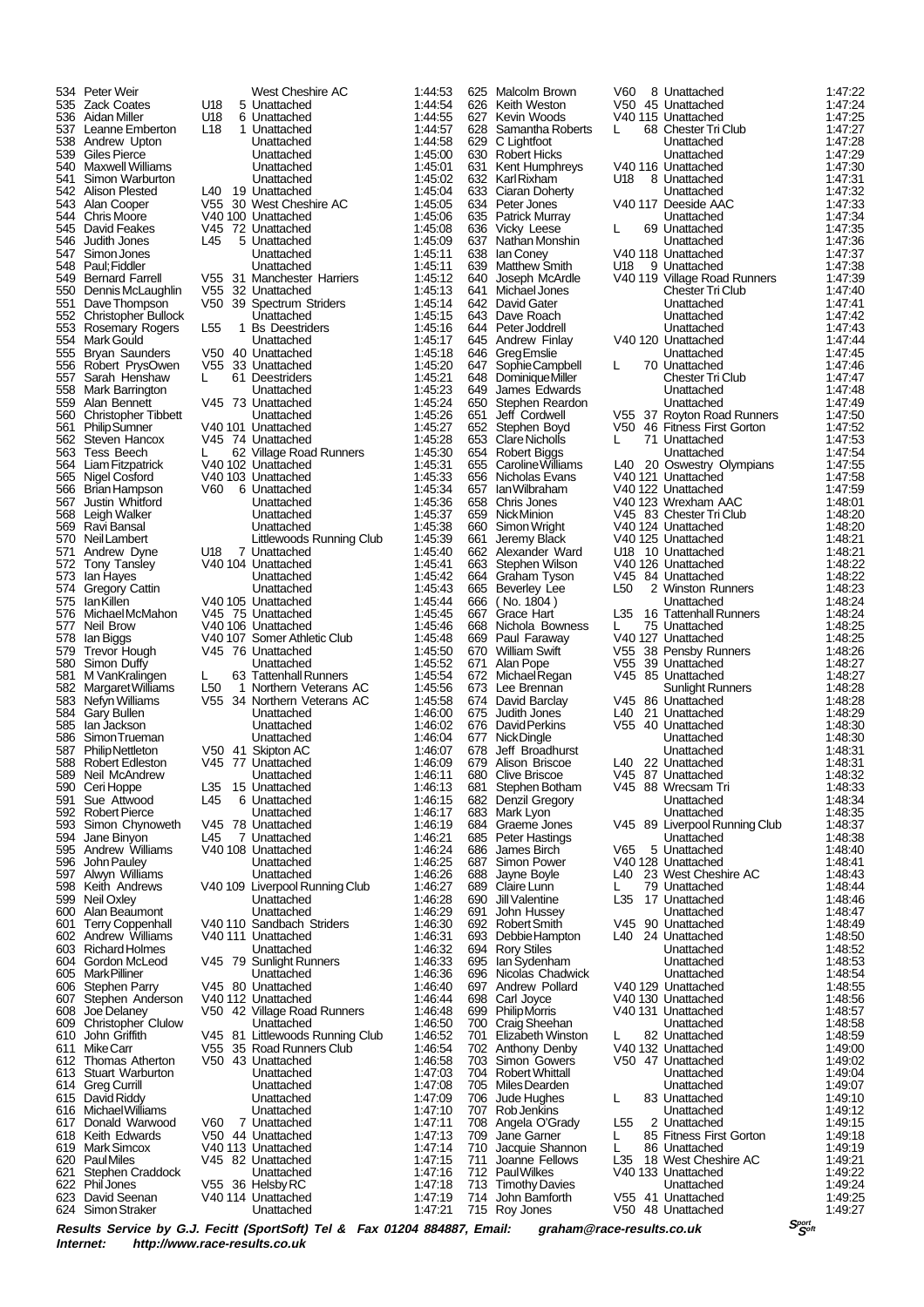| Pos | Name | Cat | Cat Pos | Club | Time |
|---|---|---|---|---|---|
| 534 | Peter Weir | | | West Cheshire AC | 1:44:53 |
| 535 | Zack Coates | U18 | 5 | Unattached | 1:44:54 |
| 536 | Aidan Miller | U18 | 6 | Unattached | 1:44:55 |
| 537 | Leanne Emberton | L18 | 1 | Unattached | 1:44:57 |
| 538 | Andrew Upton | | | Unattached | 1:44:58 |
| 539 | Giles Pierce | | | Unattached | 1:45:00 |
| 540 | Maxwell Williams | | | Unattached | 1:45:01 |
| 541 | Simon Warburton | | | Unattached | 1:45:02 |
| 542 | Alison Plested | L40 | 19 | Unattached | 1:45:04 |
| 543 | Alan Cooper | V55 | 30 | West Cheshire AC | 1:45:05 |
| 544 | Chris Moore | V40 | 100 | Unattached | 1:45:06 |
| 545 | David Feakes | V45 | 72 | Unattached | 1:45:08 |
| 546 | Judith Jones | L45 | 5 | Unattached | 1:45:09 |
| 547 | Simon Jones | | | Unattached | 1:45:11 |
| 548 | Paul;Fiddler | | | Unattached | 1:45:11 |
| 549 | Bernard Farrell | V55 | 31 | Manchester Harriers | 1:45:12 |
| 550 | Dennis McLaughlin | V55 | 32 | Unattached | 1:45:13 |
| 551 | Dave Thompson | V50 | 39 | Spectrum Striders | 1:45:14 |
| 552 | Christopher Bullock | | | Unattached | 1:45:15 |
| 553 | Rosemary Rogers | L55 | 1 | Bs Deestriders | 1:45:16 |
| 554 | Mark Gould | | | Unattached | 1:45:17 |
| 555 | Bryan Saunders | V50 | 40 | Unattached | 1:45:18 |
| 556 | Robert PrysOwen | V55 | 33 | Unattached | 1:45:20 |
| 557 | Sarah Henshaw | L | 61 | Deestriders | 1:45:21 |
| 558 | Mark Barrington | | | Unattached | 1:45:23 |
| 559 | Alan Bennett | V45 | 73 | Unattached | 1:45:24 |
| 560 | Christopher Tibbett | | | Unattached | 1:45:26 |
| 561 | Philip Sumner | V40 | 101 | Unattached | 1:45:27 |
| 562 | Steven Hancox | V45 | 74 | Unattached | 1:45:28 |
| 563 | Tess Beech | L | 62 | Village Road Runners | 1:45:30 |
| 564 | Liam Fitzpatrick | V40 | 102 | Unattached | 1:45:31 |
| 565 | Nigel Cosford | V40 | 103 | Unattached | 1:45:33 |
| 566 | Brian Hampson | V60 | 6 | Unattached | 1:45:34 |
| 567 | Justin Whitford | | | Unattached | 1:45:36 |
| 568 | Leigh Walker | | | Unattached | 1:45:37 |
| 569 | Ravi Bansal | | | Unattached | 1:45:38 |
| 570 | Neil Lambert | | | Littlewoods Running Club | 1:45:39 |
| 571 | Andrew Dyne | U18 | 7 | Unattached | 1:45:40 |
| 572 | Tony Tansley | V40 | 104 | Unattached | 1:45:41 |
| 573 | Ian Hayes | | | Unattached | 1:45:42 |
| 574 | Gregory Cattin | | | Unattached | 1:45:43 |
| 575 | Ian Killen | V40 | 105 | Unattached | 1:45:44 |
| 576 | Michael McMahon | V45 | 75 | Unattached | 1:45:45 |
| 577 | Neil Brow | V40 | 106 | Unattached | 1:45:46 |
| 578 | Ian Biggs | V40 | 107 | Somer Athletic Club | 1:45:48 |
| 579 | Trevor Hough | V45 | 76 | Unattached | 1:45:50 |
| 580 | Simon Duffy | | | Unattached | 1:45:52 |
| 581 | M VanKralingen | L | 63 | Tattenhall Runners | 1:45:54 |
| 582 | Margaret Williams | L50 | 1 | Northern Veterans AC | 1:45:56 |
| 583 | Nefyn Williams | V55 | 34 | Northern Veterans AC | 1:45:58 |
| 584 | Gary Bullen | | | Unattached | 1:46:00 |
| 585 | Ian Jackson | | | Unattached | 1:46:02 |
| 586 | Simon Trueman | | | Unattached | 1:46:04 |
| 587 | Philip Nettleton | V50 | 41 | Skipton AC | 1:46:07 |
| 588 | Robert Edleston | V45 | 77 | Unattached | 1:46:09 |
| 589 | Neil McAndrew | | | Unattached | 1:46:11 |
| 590 | Ceri Hoppe | L35 | 15 | Unattached | 1:46:13 |
| 591 | Sue Attwood | L45 | 6 | Unattached | 1:46:15 |
| 592 | Robert Pierce | | | Unattached | 1:46:17 |
| 593 | Simon Chynoweth | V45 | 78 | Unattached | 1:46:19 |
| 594 | Jane Binyon | L45 | 7 | Unattached | 1:46:21 |
| 595 | Andrew Williams | V40 | 108 | Unattached | 1:46:24 |
| 596 | John Pauley | | | Unattached | 1:46:25 |
| 597 | Alwyn Williams | | | Unattached | 1:46:26 |
| 598 | Keith Andrews | V40 | 109 | Liverpool Running Club | 1:46:27 |
| 599 | Neil Oxley | | | Unattached | 1:46:28 |
| 600 | Alan Beaumont | | | Unattached | 1:46:29 |
| 601 | Terry Coppenhall | V40 | 110 | Sandbach Striders | 1:46:30 |
| 602 | Andrew Williams | V40 | 111 | Unattached | 1:46:31 |
| 603 | Richard Holmes | | | Unattached | 1:46:32 |
| 604 | Gordon McLeod | V45 | 79 | Sunlight Runners | 1:46:33 |
| 605 | Mark Pilliner | | | Unattached | 1:46:36 |
| 606 | Stephen Parry | V45 | 80 | Unattached | 1:46:40 |
| 607 | Stephen Anderson | V40 | 112 | Unattached | 1:46:44 |
| 608 | Joe Delaney | V50 | 42 | Village Road Runners | 1:46:48 |
| 609 | Christopher Clulow | | | Unattached | 1:46:50 |
| 610 | John Griffith | V45 | 81 | Littlewoods Running Club | 1:46:52 |
| 611 | Mike Carr | V55 | 35 | Road Runners Club | 1:46:54 |
| 612 | Thomas Atherton | V50 | 43 | Unattached | 1:46:58 |
| 613 | Stuart Warburton | | | Unattached | 1:47:03 |
| 614 | Greg Currill | | | Unattached | 1:47:08 |
| 615 | David Riddy | | | Unattached | 1:47:09 |
| 616 | Michael Williams | | | Unattached | 1:47:10 |
| 617 | Donald Warwood | V60 | 7 | Unattached | 1:47:11 |
| 618 | Keith Edwards | V50 | 44 | Unattached | 1:47:13 |
| 619 | Mark Simcox | V40 | 113 | Unattached | 1:47:14 |
| 620 | Paul Miles | V45 | 82 | Unattached | 1:47:15 |
| 621 | Stephen Craddock | | | Unattached | 1:47:16 |
| 622 | Phil Jones | V55 | 36 | Helsby RC | 1:47:18 |
| 623 | David Seenan | V40 | 114 | Unattached | 1:47:19 |
| 624 | Simon Straker | | | Unattached | 1:47:21 |
| 625 | Malcolm Brown | V60 | 8 | Unattached | 1:47:22 |
| 626 | Keith Weston | V50 | 45 | Unattached | 1:47:24 |
| 627 | Kevin Woods | V40 | 115 | Unattached | 1:47:25 |
| 628 | Samantha Roberts | L | 68 | Chester Tri Club | 1:47:27 |
| 629 | C Lightfoot | | | Unattached | 1:47:28 |
| 630 | Robert Hicks | | | Unattached | 1:47:29 |
| 631 | Kent Humphreys | V40 | 116 | Unattached | 1:47:30 |
| 632 | Karl Rixham | U18 | 8 | Unattached | 1:47:31 |
| 633 | Ciaran Doherty | | | Unattached | 1:47:32 |
| 634 | Peter Jones | V40 | 117 | Deeside AAC | 1:47:33 |
| 635 | Patrick Murray | | | Unattached | 1:47:34 |
| 636 | Vicky Leese | L | 69 | Unattached | 1:47:35 |
| 637 | Nathan Monshin | | | Unattached | 1:47:36 |
| 638 | Ian Coney | V40 | 118 | Unattached | 1:47:37 |
| 639 | Matthew Smith | U18 | 9 | Unattached | 1:47:38 |
| 640 | Joseph McArdle | V40 | 119 | Village Road Runners | 1:47:39 |
| 641 | Michael Jones | | | Chester Tri Club | 1:47:40 |
| 642 | David Gater | | | Unattached | 1:47:41 |
| 643 | Dave Roach | | | Unattached | 1:47:42 |
| 644 | Peter Joddrell | | | Unattached | 1:47:43 |
| 645 | Andrew Finlay | V40 | 120 | Unattached | 1:47:44 |
| 646 | Greg Emslie | | | Unattached | 1:47:45 |
| 647 | Sophie Campbell | L | 70 | Unattached | 1:47:46 |
| 648 | Dominique Miller | | | Chester Tri Club | 1:47:47 |
| 649 | James Edwards | | | Unattached | 1:47:48 |
| 650 | Stephen Reardon | | | Unattached | 1:47:49 |
| 651 | Jeff Cordwell | V55 | 37 | Royton Road Runners | 1:47:50 |
| 652 | Stephen Boyd | V50 | 46 | Fitness First Gorton | 1:47:52 |
| 653 | Clare Nicholls | L | 71 | Unattached | 1:47:53 |
| 654 | Robert Biggs | | | Unattached | 1:47:54 |
| 655 | Caroline Williams | L40 | 20 | Oswestry Olympians | 1:47:55 |
| 656 | Nicholas Evans | V40 | 121 | Unattached | 1:47:58 |
| 657 | Ian Wilbraham | V40 | 122 | Unattached | 1:47:59 |
| 658 | Chris Jones | V40 | 123 | Wrexham AAC | 1:48:01 |
| 659 | Nick Minion | V45 | 83 | Chester Tri Club | 1:48:20 |
| 660 | Simon Wright | V40 | 124 | Unattached | 1:48:20 |
| 661 | Jeremy Black | V40 | 125 | Unattached | 1:48:21 |
| 662 | Alexander Ward | U18 | 10 | Unattached | 1:48:21 |
| 663 | Stephen Wilson | V40 | 126 | Unattached | 1:48:22 |
| 664 | Graham Tyson | V45 | 84 | Unattached | 1:48:22 |
| 665 | Beverley Lee | L50 | 2 | Winston Runners | 1:48:23 |
| 666 | ( No. 1804 ) | | | Unattached | 1:48:24 |
| 667 | Grace Hart | L35 | 16 | Tattenhall Runners | 1:48:24 |
| 668 | Nichola Bowness | L | 75 | Unattached | 1:48:25 |
| 669 | Paul Faraway | V40 | 127 | Unattached | 1:48:25 |
| 670 | William Swift | V55 | 38 | Pensby Runners | 1:48:26 |
| 671 | Alan Pope | V55 | 39 | Unattached | 1:48:27 |
| 672 | Michael Regan | V45 | 85 | Unattached | 1:48:27 |
| 673 | Lee Brennan | | | Sunlight Runners | 1:48:28 |
| 674 | David Barclay | V45 | 86 | Unattached | 1:48:28 |
| 675 | Judith Jones | L40 | 21 | Unattached | 1:48:29 |
| 676 | David Perkins | V55 | 40 | Unattached | 1:48:30 |
| 677 | Nick Dingle | | | Unattached | 1:48:30 |
| 678 | Jeff Broadhurst | | | Unattached | 1:48:31 |
| 679 | Alison Briscoe | L40 | 22 | Unattached | 1:48:31 |
| 680 | Clive Briscoe | V45 | 87 | Unattached | 1:48:32 |
| 681 | Stephen Botham | V45 | 88 | Wrecsam Tri | 1:48:33 |
| 682 | Denzil Gregory | | | Unattached | 1:48:34 |
| 683 | Mark Lyon | | | Unattached | 1:48:35 |
| 684 | Graeme Jones | V45 | 89 | Liverpool Running Club | 1:48:37 |
| 685 | Peter Hastings | | | Unattached | 1:48:38 |
| 686 | James Birch | V65 | 5 | Unattached | 1:48:40 |
| 687 | Simon Power | V40 | 128 | Unattached | 1:48:41 |
| 688 | Jayne Boyle | L40 | 23 | West Cheshire AC | 1:48:43 |
| 689 | Claire Lunn | L | 79 | Unattached | 1:48:44 |
| 690 | Jill Valentine | L35 | 17 | Unattached | 1:48:46 |
| 691 | John Hussey | | | Unattached | 1:48:47 |
| 692 | Robert Smith | V45 | 90 | Unattached | 1:48:49 |
| 693 | Debbie Hampton | L40 | 24 | Unattached | 1:48:50 |
| 694 | Rory Stiles | | | Unattached | 1:48:52 |
| 695 | Ian Sydenham | | | Unattached | 1:48:53 |
| 696 | Nicolas Chadwick | | | Unattached | 1:48:54 |
| 697 | Andrew Pollard | V40 | 129 | Unattached | 1:48:55 |
| 698 | Carl Joyce | V40 | 130 | Unattached | 1:48:56 |
| 699 | Philip Morris | V40 | 131 | Unattached | 1:48:57 |
| 700 | Craig Sheehan | | | Unattached | 1:48:58 |
| 701 | Elizabeth Winston | L | 82 | Unattached | 1:48:59 |
| 702 | Anthony Denby | V40 | 132 | Unattached | 1:49:00 |
| 703 | Simon Gowers | V50 | 47 | Unattached | 1:49:02 |
| 704 | Robert Whittall | | | Unattached | 1:49:04 |
| 705 | Miles Dearden | | | Unattached | 1:49:07 |
| 706 | Jude Hughes | L | 83 | Unattached | 1:49:10 |
| 707 | Rob Jenkins | | | Unattached | 1:49:12 |
| 708 | Angela O'Grady | L55 | 2 | Unattached | 1:49:15 |
| 709 | Jane Garner | L | 85 | Fitness First Gorton | 1:49:18 |
| 710 | Jacquie Shannon | L | 86 | Unattached | 1:49:19 |
| 711 | Joanne Fellows | L35 | 18 | West Cheshire AC | 1:49:21 |
| 712 | Paul Wilkes | V40 | 133 | Unattached | 1:49:22 |
| 713 | Timothy Davies | | | Unattached | 1:49:24 |
| 714 | John Bamforth | V55 | 41 | Unattached | 1:49:25 |
| 715 | Roy Jones | V50 | 48 | Unattached | 1:49:27 |

***Results Service by G.J. Fecitt (SportSoft) Tel & Fax 01204 884887, Email: graham@race-results.co.uk***
***Internet: http://www.race-results.co.uk***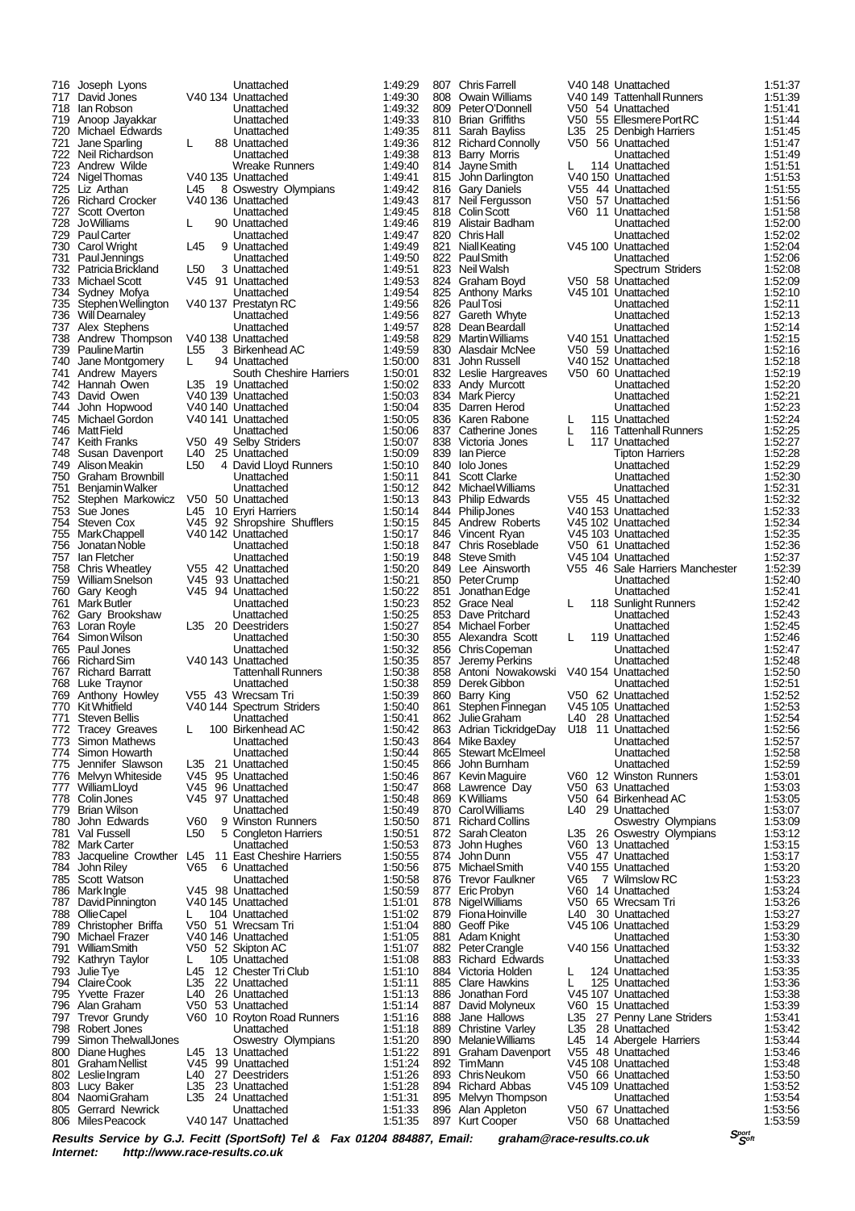| Pos | Name | Cat | Cat Pos | Club | Time |
|---|---|---|---|---|---|
| 716 | Joseph Lyons | | | Unattached | 1:49:29 |
| 717 | David Jones | V40 | 134 | Unattached | 1:49:30 |
| 718 | Ian Robson | | | Unattached | 1:49:32 |
| 719 | Anoop Jayakkar | | | Unattached | 1:49:33 |
| 720 | Michael Edwards | | | Unattached | 1:49:35 |
| 721 | Jane Sparling | L | 88 | Unattached | 1:49:36 |
| 722 | Neil Richardson | | | Unattached | 1:49:38 |
| 723 | Andrew Wilde | | | Wreake Runners | 1:49:40 |
| 724 | Nigel Thomas | V40 | 135 | Unattached | 1:49:41 |
| 725 | Liz Arthan | L45 | 8 | Oswestry Olympians | 1:49:42 |
| 726 | Richard Crocker | V40 | 136 | Unattached | 1:49:43 |
| 727 | Scott Overton | | | Unattached | 1:49:45 |
| 728 | Jo Williams | L | 90 | Unattached | 1:49:46 |
| 729 | Paul Carter | | | Unattached | 1:49:47 |
| 730 | Carol Wright | L45 | 9 | Unattached | 1:49:49 |
| 731 | Paul Jennings | | | Unattached | 1:49:50 |
| 732 | Patricia Brickland | L50 | 3 | Unattached | 1:49:51 |
| 733 | Michael Scott | V45 | 91 | Unattached | 1:49:53 |
| 734 | Sydney Mofya | | | Unattached | 1:49:54 |
| 735 | Stephen Wellington | V40 | 137 | Prestatyn RC | 1:49:56 |
| 736 | Will Dearnaley | | | Unattached | 1:49:56 |
| 737 | Alex Stephens | | | Unattached | 1:49:57 |
| 738 | Andrew Thompson | V40 | 138 | Unattached | 1:49:58 |
| 739 | Pauline Martin | L55 | 3 | Birkenhead AC | 1:49:59 |
| 740 | Jane Montgomery | L | 94 | Unattached | 1:50:00 |
| 741 | Andrew Mayers | | | South Cheshire Harriers | 1:50:01 |
| 742 | Hannah Owen | L35 | 19 | Unattached | 1:50:02 |
| 743 | David Owen | V40 | 139 | Unattached | 1:50:03 |
| 744 | John Hopwood | V40 | 140 | Unattached | 1:50:04 |
| 745 | Michael Gordon | V40 | 141 | Unattached | 1:50:05 |
| 746 | Matt Field | | | Unattached | 1:50:06 |
| 747 | Keith Franks | V50 | 49 | Selby Striders | 1:50:07 |
| 748 | Susan Davenport | L40 | 25 | Unattached | 1:50:09 |
| 749 | Alison Meakin | L50 | 4 | David Lloyd Runners | 1:50:10 |
| 750 | Graham Brownbill | | | Unattached | 1:50:11 |
| 751 | Benjamin Walker | | | Unattached | 1:50:12 |
| 752 | Stephen Markowicz | V50 | 50 | Unattached | 1:50:13 |
| 753 | Sue Jones | L45 | 10 | Eryri Harriers | 1:50:14 |
| 754 | Steven Cox | V45 | 92 | Shropshire Shufflers | 1:50:15 |
| 755 | Mark Chappell | V40 | 142 | Unattached | 1:50:17 |
| 756 | Jonatan Noble | | | Unattached | 1:50:18 |
| 757 | Ian Fletcher | | | Unattached | 1:50:19 |
| 758 | Chris Wheatley | V55 | 42 | Unattached | 1:50:20 |
| 759 | William Snelson | V45 | 93 | Unattached | 1:50:21 |
| 760 | Gary Keogh | V45 | 94 | Unattached | 1:50:22 |
| 761 | Mark Butler | | | Unattached | 1:50:23 |
| 762 | Gary Brookshaw | | | Unattached | 1:50:25 |
| 763 | Loran Royle | L35 | 20 | Deestriders | 1:50:27 |
| 764 | Simon Wilson | | | Unattached | 1:50:30 |
| 765 | Paul Jones | | | Unattached | 1:50:32 |
| 766 | Richard Sim | V40 | 143 | Unattached | 1:50:35 |
| 767 | Richard Barratt | | | Tattenhall Runners | 1:50:38 |
| 768 | Luke Traynor | | | Unattached | 1:50:38 |
| 769 | Anthony Howley | V55 | 43 | Wrecsam Tri | 1:50:39 |
| 770 | Kit Whitfield | V40 | 144 | Spectrum Striders | 1:50:40 |
| 771 | Steven Bellis | | | Unattached | 1:50:41 |
| 772 | Tracey Greaves | L | 100 | Birkenhead AC | 1:50:42 |
| 773 | Simon Mathews | | | Unattached | 1:50:43 |
| 774 | Simon Howarth | | | Unattached | 1:50:44 |
| 775 | Jennifer Slawson | L35 | 21 | Unattached | 1:50:45 |
| 776 | Melvyn Whiteside | V45 | 95 | Unattached | 1:50:46 |
| 777 | William Lloyd | V45 | 96 | Unattached | 1:50:47 |
| 778 | Colin Jones | V45 | 97 | Unattached | 1:50:48 |
| 779 | Brian Wilson | | | Unattached | 1:50:49 |
| 780 | John Edwards | V60 | 9 | Winston Runners | 1:50:50 |
| 781 | Val Fussell | L50 | 5 | Congleton Harriers | 1:50:51 |
| 782 | Mark Carter | | | Unattached | 1:50:53 |
| 783 | Jacqueline Crowther | L45 | 11 | East Cheshire Harriers | 1:50:55 |
| 784 | John Riley | V65 | 6 | Unattached | 1:50:56 |
| 785 | Scott Watson | | | Unattached | 1:50:58 |
| 786 | Mark Ingle | V45 | 98 | Unattached | 1:50:59 |
| 787 | David Pinnington | V40 | 145 | Unattached | 1:51:01 |
| 788 | Ollie Capel | L | 104 | Unattached | 1:51:02 |
| 789 | Christopher Briffa | V50 | 51 | Wrecsam Tri | 1:51:04 |
| 790 | Michael Frazer | V40 | 146 | Unattached | 1:51:05 |
| 791 | William Smith | V50 | 52 | Skipton AC | 1:51:07 |
| 792 | Kathryn Taylor | L | 105 | Unattached | 1:51:08 |
| 793 | Julie Tye | L45 | 12 | Chester Tri Club | 1:51:10 |
| 794 | Claire Cook | L35 | 22 | Unattached | 1:51:11 |
| 795 | Yvette Frazer | L40 | 26 | Unattached | 1:51:13 |
| 796 | Alan Graham | V50 | 53 | Unattached | 1:51:14 |
| 797 | Trevor Grundy | V60 | 10 | Royton Road Runners | 1:51:16 |
| 798 | Robert Jones | | | Unattached | 1:51:18 |
| 799 | Simon ThelwallJones | | | Oswestry Olympians | 1:51:20 |
| 800 | Diane Hughes | L45 | 13 | Unattached | 1:51:22 |
| 801 | Graham Nellist | V45 | 99 | Unattached | 1:51:24 |
| 802 | Leslie Ingram | L40 | 27 | Deestriders | 1:51:26 |
| 803 | Lucy Baker | L35 | 23 | Unattached | 1:51:28 |
| 804 | Naomi Graham | L35 | 24 | Unattached | 1:51:31 |
| 805 | Gerrard Newrick | | | Unattached | 1:51:33 |
| 806 | Miles Peacock | V40 | 147 | Unattached | 1:51:35 |
| 807 | Chris Farrell | V40 | 148 | Unattached | 1:51:37 |
| 808 | Owain Williams | V40 | 149 | Tattenhall Runners | 1:51:39 |
| 809 | Peter O'Donnell | V50 | 54 | Unattached | 1:51:41 |
| 810 | Brian Griffiths | V50 | 55 | Ellesmere Port RC | 1:51:44 |
| 811 | Sarah Bayliss | L35 | 25 | Denbigh Harriers | 1:51:45 |
| 812 | Richard Connolly | V50 | 56 | Unattached | 1:51:47 |
| 813 | Barry Morris | | | Unattached | 1:51:49 |
| 814 | Jayne Smith | L | 114 | Unattached | 1:51:51 |
| 815 | John Darlington | V40 | 150 | Unattached | 1:51:53 |
| 816 | Gary Daniels | V55 | 44 | Unattached | 1:51:55 |
| 817 | Neil Fergusson | V50 | 57 | Unattached | 1:51:56 |
| 818 | Colin Scott | V60 | 11 | Unattached | 1:51:58 |
| 819 | Alistair Badham | | | Unattached | 1:52:00 |
| 820 | Chris Hall | | | Unattached | 1:52:02 |
| 821 | Niall Keating | V45 | 100 | Unattached | 1:52:04 |
| 822 | Paul Smith | | | Unattached | 1:52:06 |
| 823 | Neil Walsh | | | Spectrum Striders | 1:52:08 |
| 824 | Graham Boyd | V50 | 58 | Unattached | 1:52:09 |
| 825 | Anthony Marks | V45 | 101 | Unattached | 1:52:10 |
| 826 | Paul Tosi | | | Unattached | 1:52:11 |
| 827 | Gareth Whyte | | | Unattached | 1:52:13 |
| 828 | Dean Beardall | | | Unattached | 1:52:14 |
| 829 | Martin Williams | V40 | 151 | Unattached | 1:52:15 |
| 830 | Alasdair McNee | V50 | 59 | Unattached | 1:52:16 |
| 831 | John Russell | V40 | 152 | Unattached | 1:52:18 |
| 832 | Leslie Hargreaves | V50 | 60 | Unattached | 1:52:19 |
| 833 | Andy Murcott | | | Unattached | 1:52:20 |
| 834 | Mark Piercy | | | Unattached | 1:52:21 |
| 835 | Darren Herod | | | Unattached | 1:52:23 |
| 836 | Karen Rabone | L | 115 | Unattached | 1:52:24 |
| 837 | Catherine Jones | L | 116 | Tattenhall Runners | 1:52:25 |
| 838 | Victoria Jones | L | 117 | Unattached | 1:52:27 |
| 839 | Ian Pierce | | | Tipton Harriers | 1:52:28 |
| 840 | Iolo Jones | | | Unattached | 1:52:29 |
| 841 | Scott Clarke | | | Unattached | 1:52:30 |
| 842 | Michael Williams | | | Unattached | 1:52:31 |
| 843 | Philip Edwards | V55 | 45 | Unattached | 1:52:32 |
| 844 | Philip Jones | V40 | 153 | Unattached | 1:52:33 |
| 845 | Andrew Roberts | V45 | 102 | Unattached | 1:52:34 |
| 846 | Vincent Ryan | V45 | 103 | Unattached | 1:52:35 |
| 847 | Chris Roseblade | V50 | 61 | Unattached | 1:52:36 |
| 848 | Steve Smith | V45 | 104 | Unattached | 1:52:37 |
| 849 | Lee Ainsworth | V55 | 46 | Sale Harriers Manchester | 1:52:39 |
| 850 | Peter Crump | | | Unattached | 1:52:40 |
| 851 | Jonathan Edge | | | Unattached | 1:52:41 |
| 852 | Grace Neal | L | 118 | Sunlight Runners | 1:52:42 |
| 853 | Dave Pritchard | | | Unattached | 1:52:43 |
| 854 | Michael Forber | | | Unattached | 1:52:45 |
| 855 | Alexandra Scott | L | 119 | Unattached | 1:52:46 |
| 856 | Chris Copeman | | | Unattached | 1:52:47 |
| 857 | Jeremy Perkins | | | Unattached | 1:52:48 |
| 858 | Antoni Nowakowski | V40 | 154 | Unattached | 1:52:50 |
| 859 | Derek Gibbon | | | Unattached | 1:52:51 |
| 860 | Barry King | V50 | 62 | Unattached | 1:52:52 |
| 861 | Stephen Finnegan | V45 | 105 | Unattached | 1:52:53 |
| 862 | Julie Graham | L40 | 28 | Unattached | 1:52:54 |
| 863 | Adrian TickridgeDay | U18 | 11 | Unattached | 1:52:56 |
| 864 | Mike Baxley | | | Unattached | 1:52:57 |
| 865 | Stewart McElmeel | | | Unattached | 1:52:58 |
| 866 | John Burnham | | | Unattached | 1:52:59 |
| 867 | Kevin Maguire | V60 | 12 | Winston Runners | 1:53:01 |
| 868 | Lawrence Day | V50 | 63 | Unattached | 1:53:03 |
| 869 | K Williams | V50 | 64 | Birkenhead AC | 1:53:05 |
| 870 | Carol Williams | L40 | 29 | Unattached | 1:53:07 |
| 871 | Richard Collins | | | Oswestry Olympians | 1:53:09 |
| 872 | Sarah Cleaton | L35 | 26 | Oswestry Olympians | 1:53:12 |
| 873 | John Hughes | V60 | 13 | Unattached | 1:53:15 |
| 874 | John Dunn | V55 | 47 | Unattached | 1:53:17 |
| 875 | Michael Smith | V40 | 155 | Unattached | 1:53:20 |
| 876 | Trevor Faulkner | V65 | 7 | Wilmslow RC | 1:53:23 |
| 877 | Eric Probyn | V60 | 14 | Unattached | 1:53:24 |
| 878 | Nigel Williams | V50 | 65 | Wrecsam Tri | 1:53:26 |
| 879 | Fiona Hoinville | L40 | 30 | Unattached | 1:53:27 |
| 880 | Geoff Pike | V45 | 106 | Unattached | 1:53:29 |
| 881 | Adam Knight | | | Unattached | 1:53:30 |
| 882 | Peter Crangle | V40 | 156 | Unattached | 1:53:32 |
| 883 | Richard Edwards | | | Unattached | 1:53:33 |
| 884 | Victoria Holden | L | 124 | Unattached | 1:53:35 |
| 885 | Clare Hawkins | L | 125 | Unattached | 1:53:36 |
| 886 | Jonathan Ford | V45 | 107 | Unattached | 1:53:38 |
| 887 | David Molyneux | V60 | 15 | Unattached | 1:53:39 |
| 888 | Jane Hallows | L35 | 27 | Penny Lane Striders | 1:53:41 |
| 889 | Christine Varley | L35 | 28 | Unattached | 1:53:42 |
| 890 | Melanie Williams | L45 | 14 | Abergele Harriers | 1:53:44 |
| 891 | Graham Davenport | V55 | 48 | Unattached | 1:53:46 |
| 892 | Tim Mann | V45 | 108 | Unattached | 1:53:48 |
| 893 | Chris Neukom | V50 | 66 | Unattached | 1:53:50 |
| 894 | Richard Abbas | V45 | 109 | Unattached | 1:53:52 |
| 895 | Melvyn Thompson | | | Unattached | 1:53:54 |
| 896 | Alan Appleton | V50 | 67 | Unattached | 1:53:56 |
| 897 | Kurt Cooper | V50 | 68 | Unattached | 1:53:59 |

***Results Service by G.J. Fecitt (SportSoft) Tel & Fax 01204 884887, Email: graham@race-results.co.uk***
***Internet: http://www.race-results.co.uk***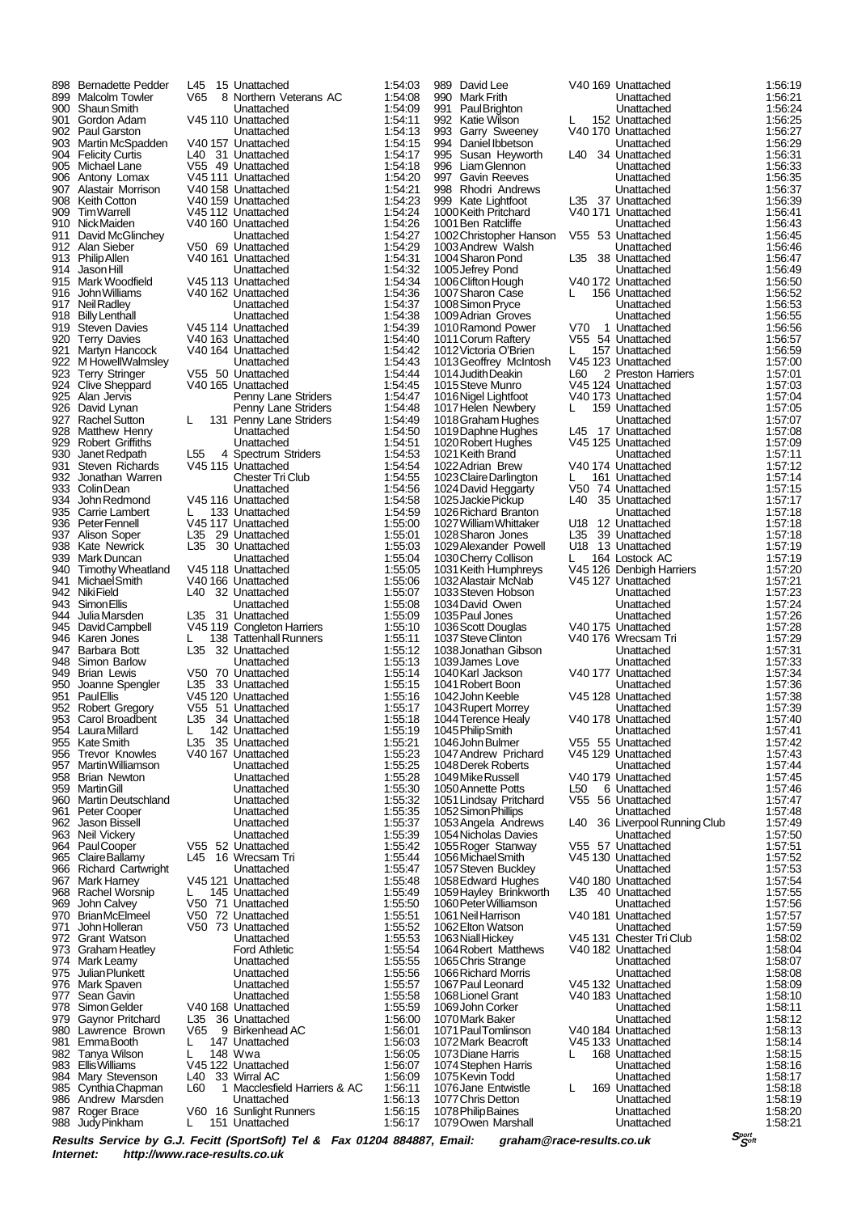| | | | | | |
|---|---|---|---|---|---|
| 898 | Bernadette Pedder | L45 | 15 | Unattached | 1:54:03 |
| 899 | Malcolm Towler | V65 | 8 | Northern Veterans AC | 1:54:08 |
| 900 | Shaun Smith | | | Unattached | 1:54:09 |
| 901 | Gordon Adam | V45 | 110 | Unattached | 1:54:11 |
| 902 | Paul Garston | | | Unattached | 1:54:13 |
| 903 | Martin McSpadden | V40 | 157 | Unattached | 1:54:15 |
| 904 | Felicity Curtis | L40 | 31 | Unattached | 1:54:17 |
| 905 | Michael Lane | V55 | 49 | Unattached | 1:54:18 |
| 906 | Antony Lomax | V45 | 111 | Unattached | 1:54:20 |
| 907 | Alastair Morrison | V40 | 158 | Unattached | 1:54:21 |
| 908 | Keith Cotton | V40 | 159 | Unattached | 1:54:23 |
| 909 | Tim Warrell | V45 | 112 | Unattached | 1:54:24 |
| 910 | Nick Maiden | V40 | 160 | Unattached | 1:54:26 |
| 911 | David McGlinchey | | | Unattached | 1:54:27 |
| 912 | Alan Sieber | V50 | 69 | Unattached | 1:54:29 |
| 913 | Philip Allen | V40 | 161 | Unattached | 1:54:31 |
| 914 | Jason Hill | | | Unattached | 1:54:32 |
| 915 | Mark Woodfield | V45 | 113 | Unattached | 1:54:34 |
| 916 | John Williams | V40 | 162 | Unattached | 1:54:36 |
| 917 | Neil Radley | | | Unattached | 1:54:37 |
| 918 | Billy Lenthall | | | Unattached | 1:54:38 |
| 919 | Steven Davies | V45 | 114 | Unattached | 1:54:39 |
| 920 | Terry Davies | V40 | 163 | Unattached | 1:54:40 |
| 921 | Martyn Hancock | V40 | 164 | Unattached | 1:54:42 |
| 922 | M HowellWalmsley | | | Unattached | 1:54:43 |
| 923 | Terry Stringer | V55 | 50 | Unattached | 1:54:44 |
| 924 | Clive Sheppard | V40 | 165 | Unattached | 1:54:45 |
| 925 | Alan Jervis | | | Penny Lane Striders | 1:54:47 |
| 926 | David Lynan | | | Penny Lane Striders | 1:54:48 |
| 927 | Rachel Sutton | L | 131 | Penny Lane Striders | 1:54:49 |
| 928 | Matthew Henry | | | Unattached | 1:54:50 |
| 929 | Robert Griffiths | | | Unattached | 1:54:51 |
| 930 | Janet Redpath | L55 | 4 | Spectrum Striders | 1:54:53 |
| 931 | Steven Richards | V45 | 115 | Unattached | 1:54:54 |
| 932 | Jonathan Warren | | | Chester Tri Club | 1:54:55 |
| 933 | Colin Dean | | | Unattached | 1:54:56 |
| 934 | John Redmond | V45 | 116 | Unattached | 1:54:58 |
| 935 | Carrie Lambert | L | 133 | Unattached | 1:54:59 |
| 936 | Peter Fennell | V45 | 117 | Unattached | 1:55:00 |
| 937 | Alison Soper | L35 | 29 | Unattached | 1:55:01 |
| 938 | Kate Newrick | L35 | 30 | Unattached | 1:55:03 |
| 939 | Mark Duncan | | | Unattached | 1:55:04 |
| 940 | Timothy Wheatland | V45 | 118 | Unattached | 1:55:05 |
| 941 | Michael Smith | V40 | 166 | Unattached | 1:55:06 |
| 942 | Niki Field | L40 | 32 | Unattached | 1:55:07 |
| 943 | Simon Ellis | | | Unattached | 1:55:08 |
| 944 | Julia Marsden | L35 | 31 | Unattached | 1:55:09 |
| 945 | David Campbell | V45 | 119 | Congleton Harriers | 1:55:10 |
| 946 | Karen Jones | L | 138 | Tattenhall Runners | 1:55:11 |
| 947 | Barbara Bott | L35 | 32 | Unattached | 1:55:12 |
| 948 | Simon Barlow | | | Unattached | 1:55:13 |
| 949 | Brian Lewis | V50 | 70 | Unattached | 1:55:14 |
| 950 | Joanne Spengler | L35 | 33 | Unattached | 1:55:15 |
| 951 | Paul Ellis | V45 | 120 | Unattached | 1:55:16 |
| 952 | Robert Gregory | V55 | 51 | Unattached | 1:55:17 |
| 953 | Carol Broadbent | L35 | 34 | Unattached | 1:55:18 |
| 954 | Laura Millard | L | 142 | Unattached | 1:55:19 |
| 955 | Kate Smith | L35 | 35 | Unattached | 1:55:21 |
| 956 | Trevor Knowles | V40 | 167 | Unattached | 1:55:23 |
| 957 | Martin Williamson | | | Unattached | 1:55:25 |
| 958 | Brian Newton | | | Unattached | 1:55:28 |
| 959 | Martin Gill | | | Unattached | 1:55:30 |
| 960 | Martin Deutschland | | | Unattached | 1:55:32 |
| 961 | Peter Cooper | | | Unattached | 1:55:35 |
| 962 | Jason Bissell | | | Unattached | 1:55:37 |
| 963 | Neil Vickery | | | Unattached | 1:55:39 |
| 964 | Paul Cooper | V55 | 52 | Unattached | 1:55:42 |
| 965 | Claire Ballamy | L45 | 16 | Wrecsam Tri | 1:55:44 |
| 966 | Richard Cartwright | | | Unattached | 1:55:47 |
| 967 | Mark Harney | V45 | 121 | Unattached | 1:55:48 |
| 968 | Rachel Worsnip | L | 145 | Unattached | 1:55:49 |
| 969 | John Calvey | V50 | 71 | Unattached | 1:55:50 |
| 970 | Brian McElmeel | V50 | 72 | Unattached | 1:55:51 |
| 971 | John Holleran | V50 | 73 | Unattached | 1:55:52 |
| 972 | Grant Watson | | | Unattached | 1:55:53 |
| 973 | Graham Heatley | | | Ford Athletic | 1:55:54 |
| 974 | Mark Leamy | | | Unattached | 1:55:55 |
| 975 | Julian Plunkett | | | Unattached | 1:55:56 |
| 976 | Mark Spaven | | | Unattached | 1:55:57 |
| 977 | Sean Gavin | | | Unattached | 1:55:58 |
| 978 | Simon Gelder | V40 | 168 | Unattached | 1:55:59 |
| 979 | Gaynor Pritchard | L35 | 36 | Unattached | 1:56:00 |
| 980 | Lawrence Brown | V65 | 9 | Birkenhead AC | 1:56:01 |
| 981 | Emma Booth | L | 147 | Unattached | 1:56:03 |
| 982 | Tanya Wilson | L | 148 | Wwa | 1:56:05 |
| 983 | Ellis Williams | V45 | 122 | Unattached | 1:56:07 |
| 984 | Mary Stevenson | L40 | 33 | Wirral AC | 1:56:09 |
| 985 | Cynthia Chapman | L60 | 1 | Macclesfield Harriers & AC | 1:56:11 |
| 986 | Andrew Marsden | | | Unattached | 1:56:13 |
| 987 | Roger Brace | V60 | 16 | Sunlight Runners | 1:56:15 |
| 988 | Judy Pinkham | L | 151 | Unattached | 1:56:17 |
| 989 | David Lee | V40 | 169 | Unattached | 1:56:19 |
| 990 | Mark Frith | | | Unattached | 1:56:21 |
| 991 | Paul Brighton | | | Unattached | 1:56:24 |
| 992 | Katie Wilson | L | 152 | Unattached | 1:56:25 |
| 993 | Garry Sweeney | V40 | 170 | Unattached | 1:56:27 |
| 994 | Daniel Ibbetson | | | Unattached | 1:56:29 |
| 995 | Susan Heyworth | L40 | 34 | Unattached | 1:56:31 |
| 996 | Liam Glennon | | | Unattached | 1:56:33 |
| 997 | Gavin Reeves | | | Unattached | 1:56:35 |
| 998 | Rhodri Andrews | | | Unattached | 1:56:37 |
| 999 | Kate Lightfoot | L35 | 37 | Unattached | 1:56:39 |
| 1000 | Keith Pritchard | V40 | 171 | Unattached | 1:56:41 |
| 1001 | Ben Ratcliffe | | | Unattached | 1:56:43 |
| 1002 | Christopher Hanson | V55 | 53 | Unattached | 1:56:45 |
| 1003 | Andrew Walsh | | | Unattached | 1:56:46 |
| 1004 | Sharon Pond | L35 | 38 | Unattached | 1:56:47 |
| 1005 | Jefrey Pond | | | Unattached | 1:56:49 |
| 1006 | Clifton Hough | V40 | 172 | Unattached | 1:56:50 |
| 1007 | Sharon Case | L | 156 | Unattached | 1:56:52 |
| 1008 | Simon Pryce | | | Unattached | 1:56:53 |
| 1009 | Adrian Groves | | | Unattached | 1:56:55 |
| 1010 | Ramond Power | V70 | 1 | Unattached | 1:56:56 |
| 1011 | Corum Raftery | V55 | 54 | Unattached | 1:56:57 |
| 1012 | Victoria O'Brien | L | 157 | Unattached | 1:56:59 |
| 1013 | Geoffrey McIntosh | V45 | 123 | Unattached | 1:57:00 |
| 1014 | Judith Deakin | L60 | 2 | Preston Harriers | 1:57:01 |
| 1015 | Steve Munro | V45 | 124 | Unattached | 1:57:03 |
| 1016 | Nigel Lightfoot | V40 | 173 | Unattached | 1:57:04 |
| 1017 | Helen Newbery | L | 159 | Unattached | 1:57:05 |
| 1018 | Graham Hughes | | | Unattached | 1:57:07 |
| 1019 | Daphne Hughes | L45 | 17 | Unattached | 1:57:08 |
| 1020 | Robert Hughes | V45 | 125 | Unattached | 1:57:09 |
| 1021 | Keith Brand | | | Unattached | 1:57:11 |
| 1022 | Adrian Brew | V40 | 174 | Unattached | 1:57:12 |
| 1023 | Claire Darlington | L | 161 | Unattached | 1:57:14 |
| 1024 | David Heggarty | V50 | 74 | Unattached | 1:57:15 |
| 1025 | Jackie Pickup | L40 | 35 | Unattached | 1:57:17 |
| 1026 | Richard Branton | | | Unattached | 1:57:18 |
| 1027 | William Whittaker | U18 | 12 | Unattached | 1:57:18 |
| 1028 | Sharon Jones | L35 | 39 | Unattached | 1:57:18 |
| 1029 | Alexander Powell | U18 | 13 | Unattached | 1:57:19 |
| 1030 | Cherry Collison | L | 164 | Lostock AC | 1:57:19 |
| 1031 | Keith Humphreys | V45 | 126 | Denbigh Harriers | 1:57:20 |
| 1032 | Alastair McNab | V45 | 127 | Unattached | 1:57:21 |
| 1033 | Steven Hobson | | | Unattached | 1:57:23 |
| 1034 | David Owen | | | Unattached | 1:57:24 |
| 1035 | Paul Jones | | | Unattached | 1:57:26 |
| 1036 | Scott Douglas | V40 | 175 | Unattached | 1:57:28 |
| 1037 | Steve Clinton | V40 | 176 | Wrecsam Tri | 1:57:29 |
| 1038 | Jonathan Gibson | | | Unattached | 1:57:31 |
| 1039 | James Love | | | Unattached | 1:57:33 |
| 1040 | Karl Jackson | V40 | 177 | Unattached | 1:57:34 |
| 1041 | Robert Boon | | | Unattached | 1:57:36 |
| 1042 | John Keeble | V45 | 128 | Unattached | 1:57:38 |
| 1043 | Rupert Morrey | | | Unattached | 1:57:39 |
| 1044 | Terence Healy | V40 | 178 | Unattached | 1:57:40 |
| 1045 | Philip Smith | | | Unattached | 1:57:41 |
| 1046 | John Bulmer | V55 | 55 | Unattached | 1:57:42 |
| 1047 | Andrew Prichard | V45 | 129 | Unattached | 1:57:43 |
| 1048 | Derek Roberts | | | Unattached | 1:57:44 |
| 1049 | Mike Russell | V40 | 179 | Unattached | 1:57:45 |
| 1050 | Annette Potts | L50 | 6 | Unattached | 1:57:46 |
| 1051 | Lindsay Pritchard | V55 | 56 | Unattached | 1:57:47 |
| 1052 | Simon Phillips | | | Unattached | 1:57:48 |
| 1053 | Angela Andrews | L40 | 36 | Liverpool Running Club | 1:57:49 |
| 1054 | Nicholas Davies | | | Unattached | 1:57:50 |
| 1055 | Roger Stanway | V55 | 57 | Unattached | 1:57:51 |
| 1056 | Michael Smith | V45 | 130 | Unattached | 1:57:52 |
| 1057 | Steven Buckley | | | Unattached | 1:57:53 |
| 1058 | Edward Hughes | V40 | 180 | Unattached | 1:57:54 |
| 1059 | Hayley Brinkworth | L35 | 40 | Unattached | 1:57:55 |
| 1060 | Peter Williamson | | | Unattached | 1:57:56 |
| 1061 | Neil Harrison | V40 | 181 | Unattached | 1:57:57 |
| 1062 | Elton Watson | | | Unattached | 1:57:59 |
| 1063 | Niall Hickey | V45 | 131 | Chester Tri Club | 1:58:02 |
| 1064 | Robert Matthews | V40 | 182 | Unattached | 1:58:04 |
| 1065 | Chris Strange | | | Unattached | 1:58:07 |
| 1066 | Richard Morris | | | Unattached | 1:58:08 |
| 1067 | Paul Leonard | V45 | 132 | Unattached | 1:58:09 |
| 1068 | Lionel Grant | V40 | 183 | Unattached | 1:58:10 |
| 1069 | John Corker | | | Unattached | 1:58:11 |
| 1070 | Mark Baker | | | Unattached | 1:58:12 |
| 1071 | Paul Tomlinson | V40 | 184 | Unattached | 1:58:13 |
| 1072 | Mark Beacroft | V45 | 133 | Unattached | 1:58:14 |
| 1073 | Diane Harris | L | 168 | Unattached | 1:58:15 |
| 1074 | Stephen Harris | | | Unattached | 1:58:16 |
| 1075 | Kevin Todd | | | Unattached | 1:58:17 |
| 1076 | Jane Entwistle | L | 169 | Unattached | 1:58:18 |
| 1077 | Chris Detton | | | Unattached | 1:58:19 |
| 1078 | Philip Baines | | | Unattached | 1:58:20 |
| 1079 | Owen Marshall | | | Unattached | 1:58:21 |

***Results Service by G.J. Fecitt (SportSoft) Tel & Fax 01204 884887, Email: graham@race-results.co.uk***
***Internet: http://www.race-results.co.uk***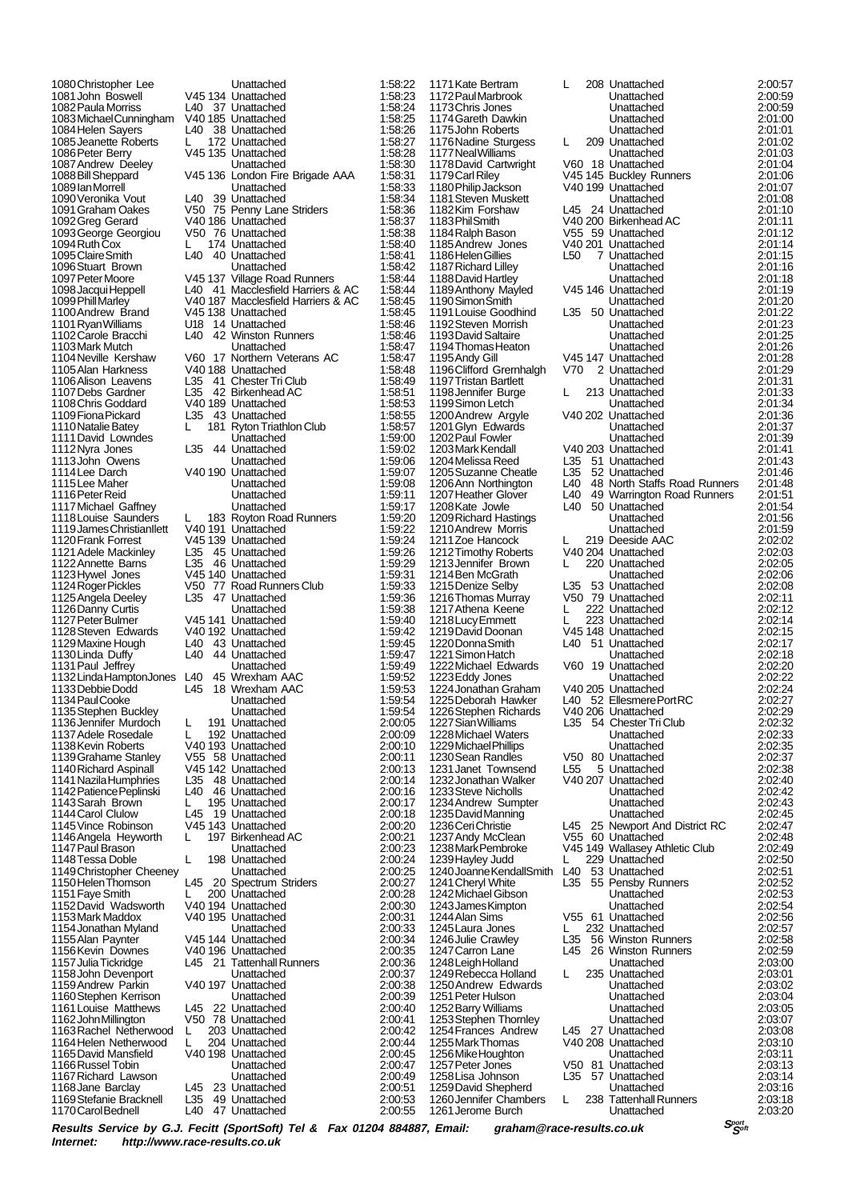| | | | | |
|---|---|---|---|---|
| 1080 | Christopher Lee | | Unattached | 1:58:22 |
| 1081 | John Boswell | V45 134 | Unattached | 1:58:23 |
| 1082 | Paula Morriss | L40 37 | Unattached | 1:58:24 |
| 1083 | Michael Cunningham | V40 185 | Unattached | 1:58:25 |
| 1084 | Helen Sayers | L40 38 | Unattached | 1:58:26 |
| 1085 | Jeanette Roberts | L 172 | Unattached | 1:58:27 |
| 1086 | Peter Berry | V45 135 | Unattached | 1:58:28 |
| 1087 | Andrew Deeley | | Unattached | 1:58:30 |
| 1088 | Bill Sheppard | V45 136 | London Fire Brigade AAA | 1:58:31 |
| 1089 | Ian Morrell | | Unattached | 1:58:33 |
| 1090 | Veronika Vout | L40 39 | Unattached | 1:58:34 |
| 1091 | Graham Oakes | V50 75 | Penny Lane Striders | 1:58:36 |
| 1092 | Greg Gerard | V40 186 | Unattached | 1:58:37 |
| 1093 | George Georgiou | V50 76 | Unattached | 1:58:38 |
| 1094 | Ruth Cox | L 174 | Unattached | 1:58:40 |
| 1095 | Claire Smith | L40 40 | Unattached | 1:58:41 |
| 1096 | Stuart Brown | | Unattached | 1:58:42 |
| 1097 | Peter Moore | V45 137 | Village Road Runners | 1:58:44 |
| 1098 | Jacqui Heppell | L40 41 | Macclesfield Harriers & AC | 1:58:44 |
| 1099 | Phill Marley | V40 187 | Macclesfield Harriers & AC | 1:58:45 |
| 1100 | Andrew Brand | V45 138 | Unattached | 1:58:45 |
| 1101 | Ryan Williams | U18 14 | Unattached | 1:58:46 |
| 1102 | Carole Bracchi | L40 42 | Winston Runners | 1:58:46 |
| 1103 | Mark Mutch | | Unattached | 1:58:47 |
| 1104 | Neville Kershaw | V60 17 | Northern Veterans AC | 1:58:47 |
| 1105 | Alan Harkness | V40 188 | Unattached | 1:58:48 |
| 1106 | Alison Leavens | L35 41 | Chester Tri Club | 1:58:49 |
| 1107 | Debs Gardner | L35 42 | Birkenhead AC | 1:58:51 |
| 1108 | Chris Goddard | V40 189 | Unattached | 1:58:53 |
| 1109 | Fiona Pickard | L35 43 | Unattached | 1:58:55 |
| 1110 | Natalie Batey | L 181 | Ryton Triathlon Club | 1:58:57 |
| 1111 | David Lowndes | | Unattached | 1:59:00 |
| 1112 | Nyra Jones | L35 44 | Unattached | 1:59:02 |
| 1113 | John Owens | | Unattached | 1:59:06 |
| 1114 | Lee Darch | V40 190 | Unattached | 1:59:07 |
| 1115 | Lee Maher | | Unattached | 1:59:08 |
| 1116 | Peter Reid | | Unattached | 1:59:11 |
| 1117 | Michael Gaffney | | Unattached | 1:59:17 |
| 1118 | Louise Saunders | L 183 | Royton Road Runners | 1:59:20 |
| 1119 | James Christianllett | V40 191 | Unattached | 1:59:22 |
| 1120 | Frank Forrest | V45 139 | Unattached | 1:59:24 |
| 1121 | Adele Mackinley | L35 45 | Unattached | 1:59:26 |
| 1122 | Annette Barns | L35 46 | Unattached | 1:59:29 |
| 1123 | Hywel Jones | V45 140 | Unattached | 1:59:31 |
| 1124 | Roger Pickles | V50 77 | Road Runners Club | 1:59:33 |
| 1125 | Angela Deeley | L35 47 | Unattached | 1:59:36 |
| 1126 | Danny Curtis | | Unattached | 1:59:38 |
| 1127 | Peter Bulmer | V45 141 | Unattached | 1:59:40 |
| 1128 | Steven Edwards | V40 192 | Unattached | 1:59:42 |
| 1129 | Maxine Hough | L40 43 | Unattached | 1:59:45 |
| 1130 | Linda Duffy | L40 44 | Unattached | 1:59:47 |
| 1131 | Paul Jeffrey | | Unattached | 1:59:49 |
| 1132 | Linda Hampton Jones | L40 45 | Wrexham AAC | 1:59:52 |
| 1133 | Debbie Dodd | L45 18 | Wrexham AAC | 1:59:53 |
| 1134 | Paul Cooke | | Unattached | 1:59:54 |
| 1135 | Stephen Buckley | | Unattached | 1:59:54 |
| 1136 | Jennifer Murdoch | L 191 | Unattached | 2:00:05 |
| 1137 | Adele Rosedale | L 192 | Unattached | 2:00:09 |
| 1138 | Kevin Roberts | V40 193 | Unattached | 2:00:10 |
| 1139 | Grahame Stanley | V55 58 | Unattached | 2:00:11 |
| 1140 | Richard Aspinall | V45 142 | Unattached | 2:00:13 |
| 1141 | Nazila Humphries | L35 48 | Unattached | 2:00:14 |
| 1142 | Patience Peplinski | L40 46 | Unattached | 2:00:16 |
| 1143 | Sarah Brown | L 195 | Unattached | 2:00:17 |
| 1144 | Carol Clulow | L45 19 | Unattached | 2:00:18 |
| 1145 | Vince Robinson | V45 143 | Unattached | 2:00:20 |
| 1146 | Angela Heyworth | L 197 | Birkenhead AC | 2:00:21 |
| 1147 | Paul Brason | | Unattached | 2:00:23 |
| 1148 | Tessa Doble | L 198 | Unattached | 2:00:24 |
| 1149 | Christopher Cheeney | | Unattached | 2:00:25 |
| 1150 | Helen Thomson | L45 20 | Spectrum Striders | 2:00:27 |
| 1151 | Faye Smith | L 200 | Unattached | 2:00:28 |
| 1152 | David Wadsworth | V40 194 | Unattached | 2:00:30 |
| 1153 | Mark Maddox | V40 195 | Unattached | 2:00:31 |
| 1154 | Jonathan Myland | | Unattached | 2:00:33 |
| 1155 | Alan Paynter | V45 144 | Unattached | 2:00:34 |
| 1156 | Kevin Downes | V40 196 | Unattached | 2:00:35 |
| 1157 | Julia Tickridge | L45 21 | Tattenhall Runners | 2:00:36 |
| 1158 | John Devenport | | Unattached | 2:00:37 |
| 1159 | Andrew Parkin | V40 197 | Unattached | 2:00:38 |
| 1160 | Stephen Kerrison | | Unattached | 2:00:39 |
| 1161 | Louise Matthews | L45 22 | Unattached | 2:00:40 |
| 1162 | John Millington | V50 78 | Unattached | 2:00:41 |
| 1163 | Rachel Netherwood | L 203 | Unattached | 2:00:42 |
| 1164 | Helen Netherwood | L 204 | Unattached | 2:00:44 |
| 1165 | David Mansfield | V40 198 | Unattached | 2:00:45 |
| 1166 | Russel Tobin | | Unattached | 2:00:47 |
| 1167 | Richard Lawson | | Unattached | 2:00:49 |
| 1168 | Jane Barclay | L45 23 | Unattached | 2:00:51 |
| 1169 | Stefanie Bracknell | L35 49 | Unattached | 2:00:53 |
| 1170 | Carol Bednell | L40 47 | Unattached | 2:00:55 |
| 1171 | Kate Bertram | L 208 | Unattached | 2:00:57 |
| 1172 | Paul Marbrook | | Unattached | 2:00:59 |
| 1173 | Chris Jones | | Unattached | 2:00:59 |
| 1174 | Gareth Dawkin | | Unattached | 2:01:00 |
| 1175 | John Roberts | | Unattached | 2:01:01 |
| 1176 | Nadine Sturgess | L 209 | Unattached | 2:01:02 |
| 1177 | Neal Williams | | Unattached | 2:01:03 |
| 1178 | David Cartwright | V60 18 | Unattached | 2:01:04 |
| 1179 | Carl Riley | V45 145 | Buckley Runners | 2:01:06 |
| 1180 | Philip Jackson | V40 199 | Unattached | 2:01:07 |
| 1181 | Steven Muskett | | Unattached | 2:01:08 |
| 1182 | Kim Forshaw | L45 24 | Unattached | 2:01:10 |
| 1183 | Phil Smith | V40 200 | Birkenhead AC | 2:01:11 |
| 1184 | Ralph Bason | V55 59 | Unattached | 2:01:12 |
| 1185 | Andrew Jones | V40 201 | Unattached | 2:01:14 |
| 1186 | Helen Gillies | L50 7 | Unattached | 2:01:15 |
| 1187 | Richard Lilley | | Unattached | 2:01:16 |
| 1188 | David Hartley | | Unattached | 2:01:18 |
| 1189 | Anthony Mayled | V45 146 | Unattached | 2:01:19 |
| 1190 | Simon Smith | | Unattached | 2:01:20 |
| 1191 | Louise Goodhind | L35 50 | Unattached | 2:01:22 |
| 1192 | Steven Morrish | | Unattached | 2:01:23 |
| 1193 | David Saltaire | | Unattached | 2:01:25 |
| 1194 | Thomas Heaton | | Unattached | 2:01:26 |
| 1195 | Andy Gill | V45 147 | Unattached | 2:01:28 |
| 1196 | Clifford Gremhalgh | V70 2 | Unattached | 2:01:29 |
| 1197 | Tristan Bartlett | | Unattached | 2:01:31 |
| 1198 | Jennifer Burge | L 213 | Unattached | 2:01:33 |
| 1199 | Simon Letch | | Unattached | 2:01:34 |
| 1200 | Andrew Argyle | V40 202 | Unattached | 2:01:36 |
| 1201 | Glyn Edwards | | Unattached | 2:01:37 |
| 1202 | Paul Fowler | | Unattached | 2:01:39 |
| 1203 | Mark Kendall | V40 203 | Unattached | 2:01:41 |
| 1204 | Melissa Reed | L35 51 | Unattached | 2:01:43 |
| 1205 | Suzanne Cheatle | L35 52 | Unattached | 2:01:46 |
| 1206 | Ann Northington | L40 48 | North Staffs Road Runners | 2:01:48 |
| 1207 | Heather Glover | L40 49 | Warrington Road Runners | 2:01:51 |
| 1208 | Kate Jowle | L40 50 | Unattached | 2:01:54 |
| 1209 | Richard Hastings | | Unattached | 2:01:56 |
| 1210 | Andrew Morris | | Unattached | 2:01:59 |
| 1211 | Zoe Hancock | L 219 | Deeside AAC | 2:02:02 |
| 1212 | Timothy Roberts | V40 204 | Unattached | 2:02:03 |
| 1213 | Jennifer Brown | L 220 | Unattached | 2:02:05 |
| 1214 | Ben McGrath | | Unattached | 2:02:06 |
| 1215 | Denize Selby | L35 53 | Unattached | 2:02:08 |
| 1216 | Thomas Murray | V50 79 | Unattached | 2:02:11 |
| 1217 | Athena Keene | L 222 | Unattached | 2:02:12 |
| 1218 | Lucy Emmett | L 223 | Unattached | 2:02:14 |
| 1219 | David Doonan | V45 148 | Unattached | 2:02:15 |
| 1220 | Donna Smith | L40 51 | Unattached | 2:02:17 |
| 1221 | Simon Hatch | | Unattached | 2:02:18 |
| 1222 | Michael Edwards | V60 19 | Unattached | 2:02:20 |
| 1223 | Eddy Jones | | Unattached | 2:02:22 |
| 1224 | Jonathan Graham | V40 205 | Unattached | 2:02:24 |
| 1225 | Deborah Hawker | L40 52 | Ellesmere Port RC | 2:02:27 |
| 1226 | Stephen Richards | V40 206 | Unattached | 2:02:29 |
| 1227 | Sian Williams | L35 54 | Chester Tri Club | 2:02:32 |
| 1228 | Michael Waters | | Unattached | 2:02:33 |
| 1229 | Michael Phillips | | Unattached | 2:02:35 |
| 1230 | Sean Randles | V50 80 | Unattached | 2:02:37 |
| 1231 | Janet Townsend | L55 5 | Unattached | 2:02:38 |
| 1232 | Jonathan Walker | V40 207 | Unattached | 2:02:40 |
| 1233 | Steve Nicholls | | Unattached | 2:02:42 |
| 1234 | Andrew Sumpter | | Unattached | 2:02:43 |
| 1235 | David Manning | | Unattached | 2:02:45 |
| 1236 | Ceri Christie | L45 25 | Newport And District RC | 2:02:47 |
| 1237 | Andy McClean | V55 60 | Unattached | 2:02:48 |
| 1238 | Mark Pembroke | V45 149 | Wallasey Athletic Club | 2:02:49 |
| 1239 | Hayley Judd | L 229 | Unattached | 2:02:50 |
| 1240 | Joanne Kendall Smith | L40 53 | Unattached | 2:02:51 |
| 1241 | Cheryl White | L35 55 | Pensby Runners | 2:02:52 |
| 1242 | Michael Gibson | | Unattached | 2:02:53 |
| 1243 | James Kimpton | | Unattached | 2:02:54 |
| 1244 | Alan Sims | V55 61 | Unattached | 2:02:56 |
| 1245 | Laura Jones | L 232 | Unattached | 2:02:57 |
| 1246 | Julie Crawley | L35 56 | Winston Runners | 2:02:58 |
| 1247 | Carron Lane | L45 26 | Winston Runners | 2:02:59 |
| 1248 | Leigh Holland | | Unattached | 2:03:00 |
| 1249 | Rebecca Holland | L 235 | Unattached | 2:03:01 |
| 1250 | Andrew Edwards | | Unattached | 2:03:02 |
| 1251 | Peter Hulson | | Unattached | 2:03:04 |
| 1252 | Barry Williams | | Unattached | 2:03:05 |
| 1253 | Stephen Thornley | | Unattached | 2:03:07 |
| 1254 | Frances Andrew | L45 27 | Unattached | 2:03:08 |
| 1255 | Mark Thomas | V40 208 | Unattached | 2:03:10 |
| 1256 | Mike Houghton | | Unattached | 2:03:11 |
| 1257 | Peter Jones | V50 81 | Unattached | 2:03:13 |
| 1258 | Lisa Johnson | L35 57 | Unattached | 2:03:14 |
| 1259 | David Shepherd | | Unattached | 2:03:16 |
| 1260 | Jennifer Chambers | L 238 | Tattenhall Runners | 2:03:18 |
| 1261 | Jerome Burch | | Unattached | 2:03:20 |

***Results Service by G.J. Fecitt (SportSoft) Tel & Fax 01204 884887, Email: graham@race-results.co.uk***
***Internet: http://www.race-results.co.uk***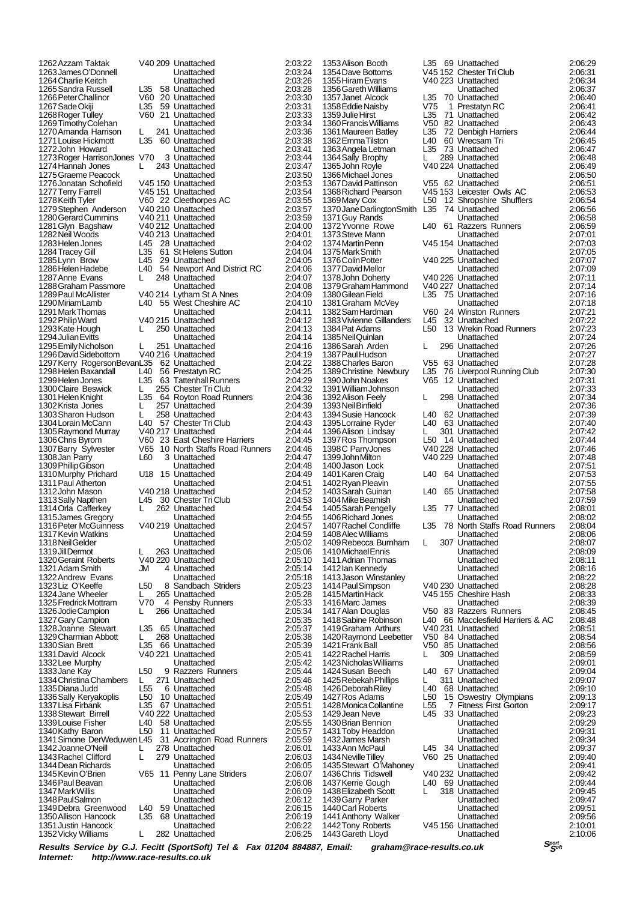| Pos | Name | Cat | Cat Pos | Club | Time |
|---|---|---|---|---|---|
| 1262 | Azzam Taktak | V40 | 209 | Unattached | 2:03:22 |
| 1263 | James O'Donnell | | | Unattached | 2:03:24 |
| 1264 | Charlie Keitch | | | Unattached | 2:03:26 |
| 1265 | Sandra Russell | L35 | 58 | Unattached | 2:03:28 |
| 1266 | Peter Challinor | V60 | 20 | Unattached | 2:03:30 |
| 1267 | Sade Okiji | L35 | 59 | Unattached | 2:03:31 |
| 1268 | Roger Tulley | V60 | 21 | Unattached | 2:03:33 |
| 1269 | Timothy Colehan | | | Unattached | 2:03:34 |
| 1270 | Amanda Harrison | L | 241 | Unattached | 2:03:36 |
| 1271 | Louise Hickmott | L35 | 60 | Unattached | 2:03:38 |
| 1272 | John Howard | | | Unattached | 2:03:41 |
| 1273 | Roger Harrison Jones | V70 | 3 | Unattached | 2:03:44 |
| 1274 | Hannah Jones | L | 243 | Unattached | 2:03:47 |
| 1275 | Graeme Peacock | | | Unattached | 2:03:50 |
| 1276 | Jonatan Schofield | V45 | 150 | Unattached | 2:03:53 |
| 1277 | Terry Farrell | V45 | 151 | Unattached | 2:03:54 |
| 1278 | Keith Tyler | V60 | 22 | Cleethorpes AC | 2:03:55 |
| 1279 | Stephen Anderson | V40 | 210 | Unattached | 2:03:57 |
| 1280 | Gerard Cummins | V40 | 211 | Unattached | 2:03:59 |
| 1281 | Glyn Bagshaw | V40 | 212 | Unattached | 2:04:00 |
| 1282 | Neil Woods | V40 | 213 | Unattached | 2:04:01 |
| 1283 | Helen Jones | L45 | 28 | Unattached | 2:04:02 |
| 1284 | Tracey Gill | L35 | 61 | St Helens Sutton | 2:04:04 |
| 1285 | Lynn Brow | L45 | 29 | Unattached | 2:04:05 |
| 1286 | Helen Hadebe | L40 | 54 | Newport And District RC | 2:04:06 |
| 1287 | Anne Evans | L | 248 | Unattached | 2:04:07 |
| 1288 | Graham Passmore | | | Unattached | 2:04:08 |
| 1289 | Paul McAllister | V40 | 214 | Lytham St A Nnes | 2:04:09 |
| 1290 | Miriam Lamb | L40 | 55 | West Cheshire AC | 2:04:10 |
| 1291 | Mark Thomas | | | Unattached | 2:04:11 |
| 1292 | Philip Ward | V40 | 215 | Unattached | 2:04:12 |
| 1293 | Kate Hough | L | 250 | Unattached | 2:04:13 |
| 1294 | Julian Evitts | | | Unattached | 2:04:14 |
| 1295 | Emily Nicholson | L | 251 | Unattached | 2:04:16 |
| 1296 | David Sidebottom | V40 | 216 | Unattached | 2:04:19 |
| 1297 | Kerry Rogerson Bevan | L35 | 62 | Unattached | 2:04:22 |
| 1298 | Helen Baxandall | L40 | 56 | Prestatyn RC | 2:04:25 |
| 1299 | Helen Jones | L35 | 63 | Tattenhall Runners | 2:04:29 |
| 1300 | Claire Beswick | L | 255 | Chester Tri Club | 2:04:32 |
| 1301 | Helen Knight | L35 | 64 | Royton Road Runners | 2:04:36 |
| 1302 | Krista Jones | L | 257 | Unattached | 2:04:39 |
| 1303 | Sharon Hudson | L | 258 | Unattached | 2:04:43 |
| 1304 | Lorain McCann | L40 | 57 | Chester Tri Club | 2:04:43 |
| 1305 | Raymond Murray | V40 | 217 | Unattached | 2:04:44 |
| 1306 | Chris Byrom | V60 | 23 | East Cheshire Harriers | 2:04:45 |
| 1307 | Barry Sylvester | V65 | 10 | North Staffs Road Runners | 2:04:46 |
| 1308 | Jan Parry | L60 | 3 | Unattached | 2:04:47 |
| 1309 | Phillip Gibson | | | Unattached | 2:04:48 |
| 1310 | Murphy Prichard | U18 | 15 | Unattached | 2:04:49 |
| 1311 | Paul Atherton | | | Unattached | 2:04:51 |
| 1312 | John Mason | V40 | 218 | Unattached | 2:04:52 |
| 1313 | Sally Napthen | L45 | 30 | Chester Tri Club | 2:04:53 |
| 1314 | Orla Cafferkey | L | 262 | Unattached | 2:04:54 |
| 1315 | James Gregory | | | Unattached | 2:04:55 |
| 1316 | Peter McGuinness | V40 | 219 | Unattached | 2:04:57 |
| 1317 | Kevin Watkins | | | Unattached | 2:04:59 |
| 1318 | Neil Gelder | | | Unattached | 2:05:02 |
| 1319 | Jill Dermot | L | 263 | Unattached | 2:05:06 |
| 1320 | Geraint Roberts | V40 | 220 | Unattached | 2:05:10 |
| 1321 | Adam Smith | JM | 4 | Unattached | 2:05:14 |
| 1322 | Andrew Evans | | | Unattached | 2:05:18 |
| 1323 | Liz O'Keeffe | L50 | 8 | Sandbach Striders | 2:05:23 |
| 1324 | Jane Wheeler | L | 265 | Unattached | 2:05:28 |
| 1325 | Fredrick Mottram | V70 | 4 | Pensby Runners | 2:05:33 |
| 1326 | Jodie Campion | L | 266 | Unattached | 2:05:34 |
| 1327 | Gary Campion | | | Unattached | 2:05:35 |
| 1328 | Joanne Stewart | L35 | 65 | Unattached | 2:05:37 |
| 1329 | Charmian Abbott | L | 268 | Unattached | 2:05:38 |
| 1330 | Sian Brett | L35 | 66 | Unattached | 2:05:39 |
| 1331 | David Alcock | V40 | 221 | Unattached | 2:05:41 |
| 1332 | Lee Murphy | | | Unattached | 2:05:42 |
| 1333 | Jane Kay | L50 | 9 | Razzers Runners | 2:05:44 |
| 1334 | Christina Chambers | L | 271 | Unattached | 2:05:46 |
| 1335 | Diana Judd | L55 | 6 | Unattached | 2:05:48 |
| 1336 | Sally Keryakoplis | L50 | 10 | Unattached | 2:05:49 |
| 1337 | Lisa Firbank | L35 | 67 | Unattached | 2:05:51 |
| 1338 | Stewart Birrell | V40 | 222 | Unattached | 2:05:53 |
| 1339 | Louise Fisher | L40 | 58 | Unattached | 2:05:55 |
| 1340 | Kathy Baron | L50 | 11 | Unattached | 2:05:57 |
| 1341 | Simone DerWeduwen | L45 | 31 | Accrington Road Runners | 2:05:59 |
| 1342 | Joanne O'Neill | L | 278 | Unattached | 2:06:01 |
| 1343 | Rachel Clifford | L | 279 | Unattached | 2:06:03 |
| 1344 | Dean Richards | | | Unattached | 2:06:05 |
| 1345 | Kevin O'Brien | V65 | 11 | Penny Lane Striders | 2:06:07 |
| 1346 | Paul Beavan | | | Unattached | 2:06:08 |
| 1347 | Mark Willis | | | Unattached | 2:06:09 |
| 1348 | Paul Salmon | | | Unattached | 2:06:12 |
| 1349 | Debra Greenwood | L40 | 59 | Unattached | 2:06:15 |
| 1350 | Allison Hancock | L35 | 68 | Unattached | 2:06:19 |
| 1351 | Justin Hancock | | | Unattached | 2:06:22 |
| 1352 | Vicky Williams | L | 282 | Unattached | 2:06:25 |
| 1353 | Alison Booth | L35 | 69 | Unattached | 2:06:29 |
| 1354 | Dave Bottoms | V45 | 152 | Chester Tri Club | 2:06:31 |
| 1355 | Hiram Evans | V40 | 223 | Unattached | 2:06:34 |
| 1356 | Gareth Williams | | | Unattached | 2:06:37 |
| 1357 | Janet Alcock | L35 | 70 | Unattached | 2:06:40 |
| 1358 | Eddie Naisby | V75 | 1 | Prestatyn RC | 2:06:41 |
| 1359 | Julie Hirst | L35 | 71 | Unattached | 2:06:42 |
| 1360 | Francis Williams | V50 | 82 | Unattached | 2:06:43 |
| 1361 | Maureen Batley | L35 | 72 | Denbigh Harriers | 2:06:44 |
| 1362 | Emma Tilston | L40 | 60 | Wrecsam Tri | 2:06:45 |
| 1363 | Angela Letman | L35 | 73 | Unattached | 2:06:47 |
| 1364 | Sally Brophy | L | 289 | Unattached | 2:06:48 |
| 1365 | John Royle | V40 | 224 | Unattached | 2:06:49 |
| 1366 | Michael Jones | | | Unattached | 2:06:50 |
| 1367 | David Pattinson | V55 | 62 | Unattached | 2:06:51 |
| 1368 | Richard Pearson | V45 | 153 | Leicester Owls AC | 2:06:53 |
| 1369 | Mary Cox | L50 | 12 | Shropshire Shufflers | 2:06:54 |
| 1370 | Jane Darlington Smith | L35 | 74 | Unattached | 2:06:56 |
| 1371 | Guy Rands | | | Unattached | 2:06:58 |
| 1372 | Yvonne Rowe | L40 | 61 | Razzers Runners | 2:06:59 |
| 1373 | Steve Mann | | | Unattached | 2:07:01 |
| 1374 | Martin Penn | V45 | 154 | Unattached | 2:07:03 |
| 1375 | Mark Smith | | | Unattached | 2:07:05 |
| 1376 | Colin Potter | V40 | 225 | Unattached | 2:07:07 |
| 1377 | David Mellor | | | Unattached | 2:07:09 |
| 1378 | John Doherty | V40 | 226 | Unattached | 2:07:11 |
| 1379 | Graham Hammond | V40 | 227 | Unattached | 2:07:14 |
| 1380 | Gilean Field | L35 | 75 | Unattached | 2:07:16 |
| 1381 | Graham McVey | | | Unattached | 2:07:18 |
| 1382 | Sam Hardman | V60 | 24 | Winston Runners | 2:07:21 |
| 1383 | Vivienne Gillanders | L45 | 32 | Unattached | 2:07:22 |
| 1384 | Pat Adams | L50 | 13 | Wrekin Road Runners | 2:07:23 |
| 1385 | Neil Quinlan | | | Unattached | 2:07:24 |
| 1386 | Sarah Arden | L | 296 | Unattached | 2:07:26 |
| 1387 | Paul Hudson | | | Unattached | 2:07:27 |
| 1388 | Charles Baron | V55 | 63 | Unattached | 2:07:28 |
| 1389 | Christine Newbury | L35 | 76 | Liverpool Running Club | 2:07:30 |
| 1390 | John Noakes | V65 | 12 | Unattached | 2:07:31 |
| 1391 | William Johnson | | | Unattached | 2:07:33 |
| 1392 | Alison Feely | L | 298 | Unattached | 2:07:34 |
| 1393 | Neil Binfield | | | Unattached | 2:07:36 |
| 1394 | Susie Hancock | L40 | 62 | Unattached | 2:07:39 |
| 1395 | Lorraine Ryder | L40 | 63 | Unattached | 2:07:40 |
| 1396 | Alison Lindsay | L | 301 | Unattached | 2:07:42 |
| 1397 | Ros Thompson | L50 | 14 | Unattached | 2:07:44 |
| 1398 | C Parry Jones | V40 | 228 | Unattached | 2:07:46 |
| 1399 | John Milton | V40 | 229 | Unattached | 2:07:48 |
| 1400 | Jason Lock | | | Unattached | 2:07:51 |
| 1401 | Karen Craig | L40 | 64 | Unattached | 2:07:53 |
| 1402 | Ryan Pleavin | | | Unattached | 2:07:55 |
| 1403 | Sarah Guinan | L40 | 65 | Unattached | 2:07:58 |
| 1404 | Mike Beamish | | | Unattached | 2:07:59 |
| 1405 | Sarah Pengelly | L35 | 77 | Unattached | 2:08:01 |
| 1406 | Richard Jones | | | Unattached | 2:08:02 |
| 1407 | Rachel Condliffe | L35 | 78 | North Staffs Road Runners | 2:08:04 |
| 1408 | Alec Williams | | | Unattached | 2:08:06 |
| 1409 | Rebecca Burnham | L | 307 | Unattached | 2:08:07 |
| 1410 | Michael Ennis | | | Unattached | 2:08:09 |
| 1411 | Adrian Thomas | | | Unattached | 2:08:11 |
| 1412 | Ian Kennedy | | | Unattached | 2:08:16 |
| 1413 | Jason Winstanley | | | Unattached | 2:08:22 |
| 1414 | Paul Simpson | V40 | 230 | Unattached | 2:08:28 |
| 1415 | Martin Hack | V45 | 155 | Cheshire Hash | 2:08:33 |
| 1416 | Marc James | | | Unattached | 2:08:39 |
| 1417 | Alan Douglas | V50 | 83 | Razzers Runners | 2:08:45 |
| 1418 | Sabine Robinson | L40 | 66 | Macclesfield Harriers & AC | 2:08:48 |
| 1419 | Graham Arthurs | V40 | 231 | Unattached | 2:08:51 |
| 1420 | Raymond Leebetter | V50 | 84 | Unattached | 2:08:54 |
| 1421 | Frank Ball | V50 | 85 | Unattached | 2:08:56 |
| 1422 | Rachel Harris | L | 309 | Unattached | 2:08:59 |
| 1423 | Nicholas Williams | | | Unattached | 2:09:01 |
| 1424 | Susan Beech | L40 | 67 | Unattached | 2:09:04 |
| 1425 | Rebekah Phillips | L | 311 | Unattached | 2:09:07 |
| 1426 | Deborah Riley | L40 | 68 | Unattached | 2:09:10 |
| 1427 | Ros Adams | L50 | 15 | Oswestry Olympians | 2:09:13 |
| 1428 | Monica Collantine | L55 | 7 | Fitness First Gorton | 2:09:17 |
| 1429 | Jean Neve | L45 | 33 | Unattached | 2:09:23 |
| 1430 | Brian Bennion | | | Unattached | 2:09:29 |
| 1431 | Toby Headdon | | | Unattached | 2:09:31 |
| 1432 | James Marsh | | | Unattached | 2:09:34 |
| 1433 | Ann McPaul | L45 | 34 | Unattached | 2:09:37 |
| 1434 | Neville Tilley | V60 | 25 | Unattached | 2:09:40 |
| 1435 | Stewart O'Mahoney | | | Unattached | 2:09:41 |
| 1436 | Chris Tidswell | V40 | 232 | Unattached | 2:09:42 |
| 1437 | Kerrie Gough | L40 | 69 | Unattached | 2:09:44 |
| 1438 | Elizabeth Scott | L | 318 | Unattached | 2:09:45 |
| 1439 | Garry Parker | | | Unattached | 2:09:47 |
| 1440 | Carl Roberts | | | Unattached | 2:09:51 |
| 1441 | Anthony Walker | | | Unattached | 2:09:56 |
| 1442 | Tony Roberts | V45 | 156 | Unattached | 2:10:01 |
| 1443 | Gareth Lloyd | | | Unattached | 2:10:06 |

***Results Service by G.J. Fecitt (SportSoft) Tel & Fax 01204 884887, Email: graham@race-results.co.uk***
***Internet: http://www.race-results.co.uk***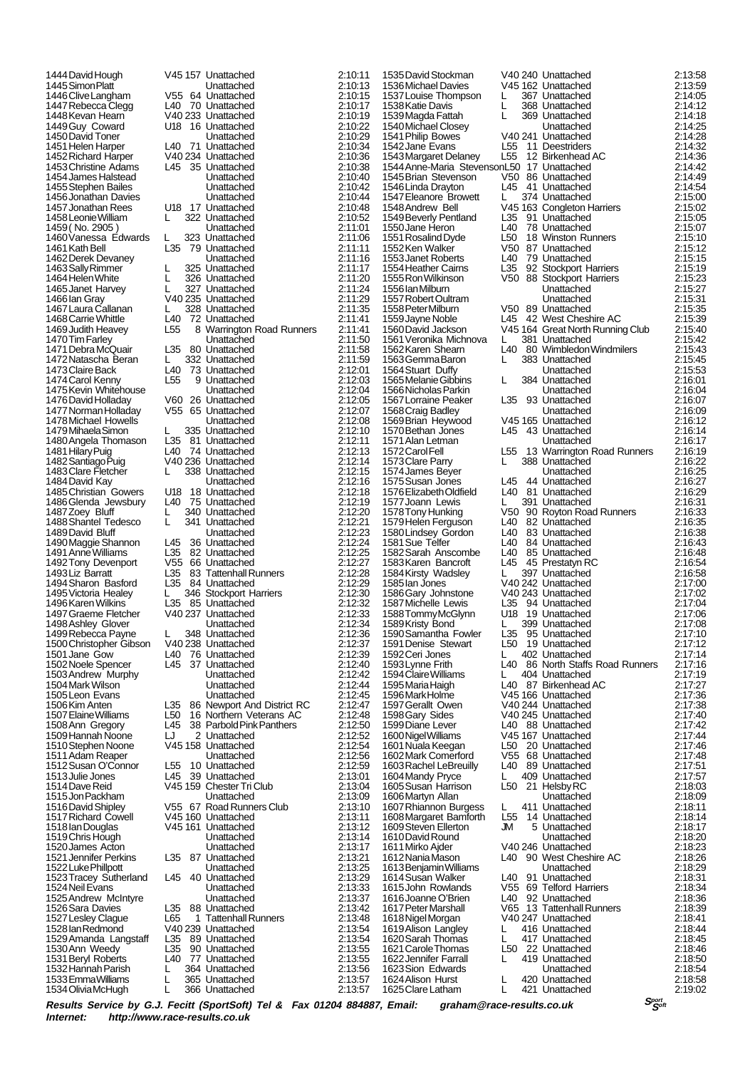| | | | | |
|---|---|---|---|---|
| 1444 David Hough | V45 157 | Unattached | 2:10:11 |
| 1445 Simon Platt | | Unattached | 2:10:13 |
| 1446 Clive Langham | V55 64 | Unattached | 2:10:15 |
| 1447 Rebecca Clegg | L40 70 | Unattached | 2:10:17 |
| 1448 Kevan Hearn | V40 233 | Unattached | 2:10:19 |
| 1449 Guy Coward | U18 16 | Unattached | 2:10:22 |
| 1450 David Toner | | Unattached | 2:10:29 |
| 1451 Helen Harper | L40 71 | Unattached | 2:10:34 |
| 1452 Richard Harper | V40 234 | Unattached | 2:10:36 |
| 1453 Christine Adams | L45 35 | Unattached | 2:10:38 |
| 1454 James Halstead | | Unattached | 2:10:40 |
| 1455 Stephen Bailes | | Unattached | 2:10:42 |
| 1456 Jonathan Davies | | Unattached | 2:10:44 |
| 1457 Jonathan Rees | U18 17 | Unattached | 2:10:48 |
| 1458 Leonie William | L 322 | Unattached | 2:10:52 |
| 1459 ( No. 2905 ) | | Unattached | 2:11:01 |
| 1460 Vanessa Edwards | L 323 | Unattached | 2:11:06 |
| 1461 Kath Bell | L35 79 | Unattached | 2:11:11 |
| 1462 Derek Devaney | | Unattached | 2:11:16 |
| 1463 Sally Rimmer | L 325 | Unattached | 2:11:17 |
| 1464 Helen White | L 326 | Unattached | 2:11:20 |
| 1465 Janet Harvey | L 327 | Unattached | 2:11:24 |
| 1466 Ian Gray | V40 235 | Unattached | 2:11:29 |
| 1467 Laura Callanan | L 328 | Unattached | 2:11:35 |
| 1468 Carrie Whittle | L40 72 | Unattached | 2:11:41 |
| 1469 Judith Heavey | L55 8 | Warrington Road Runners | 2:11:41 |
| 1470 Tim Farley | | Unattached | 2:11:50 |
| 1471 Debra McQuair | L35 80 | Unattached | 2:11:58 |
| 1472 Natascha Beran | L 332 | Unattached | 2:11:59 |
| 1473 Claire Back | L40 73 | Unattached | 2:12:01 |
| 1474 Carol Kenny | L55 9 | Unattached | 2:12:03 |
| 1475 Kevin Whitehouse | | Unattached | 2:12:04 |
| 1476 David Holladay | V60 26 | Unattached | 2:12:05 |
| 1477 Norman Holladay | V55 65 | Unattached | 2:12:07 |
| 1478 Michael Howells | | Unattached | 2:12:08 |
| 1479 Mihaela Simon | L 335 | Unattached | 2:12:10 |
| 1480 Angela Thomason | L35 81 | Unattached | 2:12:11 |
| 1481 Hilary Puig | L40 74 | Unattached | 2:12:13 |
| 1482 Santiago Puig | V40 236 | Unattached | 2:12:14 |
| 1483 Clare Fletcher | L 338 | Unattached | 2:12:15 |
| 1484 David Kay | | Unattached | 2:12:16 |
| 1485 Christian Gowers | U18 18 | Unattached | 2:12:18 |
| 1486 Glenda Jewsbury | L40 75 | Unattached | 2:12:19 |
| 1487 Zoey Bluff | L 340 | Unattached | 2:12:20 |
| 1488 Shantel Tedesco | L 341 | Unattached | 2:12:21 |
| 1489 David Bluff | | Unattached | 2:12:23 |
| 1490 Maggie Shannon | L45 36 | Unattached | 2:12:24 |
| 1491 Anne Williams | L35 82 | Unattached | 2:12:25 |
| 1492 Tony Devenport | V55 66 | Unattached | 2:12:27 |
| 1493 Liz Barratt | L35 83 | Tattenhall Runners | 2:12:28 |
| 1494 Sharon Basford | L35 84 | Unattached | 2:12:29 |
| 1495 Victoria Healey | L 346 | Stockport Harriers | 2:12:30 |
| 1496 Karen Wilkins | L35 85 | Unattached | 2:12:32 |
| 1497 Graeme Fletcher | V40 237 | Unattached | 2:12:33 |
| 1498 Ashley Glover | | Unattached | 2:12:34 |
| 1499 Rebecca Payne | L 348 | Unattached | 2:12:36 |
| 1500 Christopher Gibson | V40 238 | Unattached | 2:12:37 |
| 1501 Jane Gow | L40 76 | Unattached | 2:12:39 |
| 1502 Noele Spencer | L45 37 | Unattached | 2:12:40 |
| 1503 Andrew Murphy | | Unattached | 2:12:42 |
| 1504 Mark Wilson | | Unattached | 2:12:44 |
| 1505 Leon Evans | | Unattached | 2:12:45 |
| 1506 Kim Anten | L35 86 | Newport And District RC | 2:12:47 |
| 1507 Elaine Williams | L50 16 | Northern Veterans AC | 2:12:48 |
| 1508 Ann Gregory | L45 38 | Parbold Pink Panthers | 2:12:50 |
| 1509 Hannah Noone | LJ 2 | Unattached | 2:12:52 |
| 1510 Stephen Noone | V45 158 | Unattached | 2:12:54 |
| 1511 Adam Reaper | | Unattached | 2:12:56 |
| 1512 Susan O'Connor | L55 10 | Unattached | 2:12:59 |
| 1513 Julie Jones | L45 39 | Unattached | 2:13:01 |
| 1514 Dave Reid | V45 159 | Chester Tri Club | 2:13:04 |
| 1515 Jon Packham | | Unattached | 2:13:09 |
| 1516 David Shipley | V55 67 | Road Runners Club | 2:13:10 |
| 1517 Richard Cowell | V45 160 | Unattached | 2:13:11 |
| 1518 Ian Douglas | V45 161 | Unattached | 2:13:12 |
| 1519 Chris Hough | | Unattached | 2:13:14 |
| 1520 James Acton | | Unattached | 2:13:17 |
| 1521 Jennifer Perkins | L35 87 | Unattached | 2:13:21 |
| 1522 Luke Phillpott | | Unattached | 2:13:25 |
| 1523 Tracey Sutherland | L45 40 | Unattached | 2:13:29 |
| 1524 Neil Evans | | Unattached | 2:13:33 |
| 1525 Andrew McIntyre | | Unattached | 2:13:37 |
| 1526 Sara Davies | L35 88 | Unattached | 2:13:42 |
| 1527 Lesley Clague | L65 1 | Tattenhall Runners | 2:13:48 |
| 1528 Ian Redmond | V40 239 | Unattached | 2:13:54 |
| 1529 Amanda Langstaff | L35 89 | Unattached | 2:13:54 |
| 1530 Ann Weedy | L35 90 | Unattached | 2:13:55 |
| 1531 Beryl Roberts | L40 77 | Unattached | 2:13:55 |
| 1532 Hannah Parish | L 364 | Unattached | 2:13:56 |
| 1533 Emma Williams | L 365 | Unattached | 2:13:57 |
| 1534 Olivia McHugh | L 366 | Unattached | 2:13:57 |
| 1535 David Stockman | V40 240 | Unattached | 2:13:58 |
| 1536 Michael Davies | V45 162 | Unattached | 2:13:59 |
| 1537 Louise Thompson | L 367 | Unattached | 2:14:05 |
| 1538 Katie Davis | L 368 | Unattached | 2:14:12 |
| 1539 Magda Fattah | L 369 | Unattached | 2:14:18 |
| 1540 Michael Closey | | Unattached | 2:14:25 |
| 1541 Philip Bowes | V40 241 | Unattached | 2:14:28 |
| 1542 Jane Evans | L55 11 | Deestriders | 2:14:32 |
| 1543 Margaret Delaney | L55 12 | Birkenhead AC | 2:14:36 |
| 1544 Anne-Maria Stevenson | L50 17 | Unattached | 2:14:42 |
| 1545 Brian Stevenson | V50 86 | Unattached | 2:14:49 |
| 1546 Linda Drayton | L45 41 | Unattached | 2:14:54 |
| 1547 Eleanore Browett | L 374 | Unattached | 2:15:00 |
| 1548 Andrew Bell | V45 163 | Congleton Harriers | 2:15:02 |
| 1549 Beverly Pentland | L35 91 | Unattached | 2:15:05 |
| 1550 Jane Heron | L40 78 | Unattached | 2:15:07 |
| 1551 Rosalind Dyde | L50 18 | Winston Runners | 2:15:10 |
| 1552 Ken Walker | V50 87 | Unattached | 2:15:12 |
| 1553 Janet Roberts | L40 79 | Unattached | 2:15:15 |
| 1554 Heather Cairns | L35 92 | Stockport Harriers | 2:15:19 |
| 1555 Ron Wilkinson | V50 88 | Stockport Harriers | 2:15:23 |
| 1556 Ian Milburn | | Unattached | 2:15:27 |
| 1557 Robert Oultram | | Unattached | 2:15:31 |
| 1558 Peter Milburn | V50 89 | Unattached | 2:15:35 |
| 1559 Jayne Noble | L45 42 | West Cheshire AC | 2:15:39 |
| 1560 David Jackson | V45 164 | Great North Running Club | 2:15:40 |
| 1561 Veronika Michnova | L 381 | Unattached | 2:15:42 |
| 1562 Karen Shearn | L40 80 | Wimbledon Windmilers | 2:15:43 |
| 1563 Gemma Baron | L 383 | Unattached | 2:15:45 |
| 1564 Stuart Duffy | | Unattached | 2:15:53 |
| 1565 Melanie Gibbins | L 384 | Unattached | 2:16:01 |
| 1566 Nicholas Parkin | | Unattached | 2:16:04 |
| 1567 Lorraine Peaker | L35 93 | Unattached | 2:16:07 |
| 1568 Craig Badley | | Unattached | 2:16:09 |
| 1569 Brian Heywood | V45 165 | Unattached | 2:16:12 |
| 1570 Bethan Jones | L45 43 | Unattached | 2:16:14 |
| 1571 Alan Letman | | Unattached | 2:16:17 |
| 1572 Carol Fell | L55 13 | Warrington Road Runners | 2:16:19 |
| 1573 Clare Parry | L 388 | Unattached | 2:16:22 |
| 1574 James Beyer | | Unattached | 2:16:25 |
| 1575 Susan Jones | L45 44 | Unattached | 2:16:27 |
| 1576 Elizabeth Oldfield | L40 81 | Unattached | 2:16:29 |
| 1577 Joann Lewis | L 391 | Unattached | 2:16:31 |
| 1578 Tony Hunking | V50 90 | Royton Road Runners | 2:16:33 |
| 1579 Helen Ferguson | L40 82 | Unattached | 2:16:35 |
| 1580 Lindsey Gordon | L40 83 | Unattached | 2:16:38 |
| 1581 Sue Telfer | L40 84 | Unattached | 2:16:43 |
| 1582 Sarah Anscombe | L40 85 | Unattached | 2:16:48 |
| 1583 Karen Bancroft | L45 45 | Prestatyn RC | 2:16:54 |
| 1584 Kirsty Wadsley | L 397 | Unattached | 2:16:58 |
| 1585 Ian Jones | V40 242 | Unattached | 2:17:00 |
| 1586 Gary Johnstone | V40 243 | Unattached | 2:17:02 |
| 1587 Michelle Lewis | L35 94 | Unattached | 2:17:04 |
| 1588 Tommy McGlynn | U18 19 | Unattached | 2:17:06 |
| 1589 Kristy Bond | L 399 | Unattached | 2:17:08 |
| 1590 Samantha Fowler | L35 95 | Unattached | 2:17:10 |
| 1591 Denise Stewart | L50 19 | Unattached | 2:17:12 |
| 1592 Ceri Jones | L 402 | Unattached | 2:17:14 |
| 1593 Lynne Frith | L40 86 | North Staffs Road Runners | 2:17:16 |
| 1594 Claire Williams | L 404 | Unattached | 2:17:19 |
| 1595 Maria Haigh | L40 87 | Birkenhead AC | 2:17:27 |
| 1596 Mark Holme | V45 166 | Unattached | 2:17:36 |
| 1597 Gerallt Owen | V40 244 | Unattached | 2:17:38 |
| 1598 Gary Sides | V40 245 | Unattached | 2:17:40 |
| 1599 Diane Lever | L40 88 | Unattached | 2:17:42 |
| 1600 Nigel Williams | V45 167 | Unattached | 2:17:44 |
| 1601 Nuala Keegan | L50 20 | Unattached | 2:17:46 |
| 1602 Mark Comerford | V55 68 | Unattached | 2:17:48 |
| 1603 Rachel LeBreuilly | L40 89 | Unattached | 2:17:51 |
| 1604 Mandy Pryce | L 409 | Unattached | 2:17:57 |
| 1605 Susan Harrison | L50 21 | Helsby RC | 2:18:03 |
| 1606 Martyn Allan | | Unattached | 2:18:09 |
| 1607 Rhiannon Burgess | L 411 | Unattached | 2:18:11 |
| 1608 Margaret Bamforth | L55 14 | Unattached | 2:18:14 |
| 1609 Steven Ellerton | JM 5 | Unattached | 2:18:17 |
| 1610 David Round | | Unattached | 2:18:20 |
| 1611 Mirko Ajder | V40 246 | Unattached | 2:18:23 |
| 1612 Nania Mason | L40 90 | West Cheshire AC | 2:18:26 |
| 1613 Benjamin Williams | | Unattached | 2:18:29 |
| 1614 Susan Walker | L40 91 | Unattached | 2:18:31 |
| 1615 John Rowlands | V55 69 | Telford Harriers | 2:18:34 |
| 1616 Joanne O'Brien | L40 92 | Unattached | 2:18:36 |
| 1617 Peter Marshall | V65 13 | Tattenhall Runners | 2:18:39 |
| 1618 Nigel Morgan | V40 247 | Unattached | 2:18:41 |
| 1619 Alison Langley | L 416 | Unattached | 2:18:44 |
| 1620 Sarah Thomas | L 417 | Unattached | 2:18:45 |
| 1621 Carole Thomas | L50 22 | Unattached | 2:18:46 |
| 1622 Jennifer Farrall | L 419 | Unattached | 2:18:50 |
| 1623 Sion Edwards | | Unattached | 2:18:54 |
| 1624 Alison Hurst | L 420 | Unattached | 2:18:58 |
| 1625 Clare Latham | L 421 | Unattached | 2:19:02 |

***Results Service by G.J. Fecitt (SportSoft) Tel & Fax 01204 884887, Email: graham@race-results.co.uk***
***Internet: http://www.race-results.co.uk***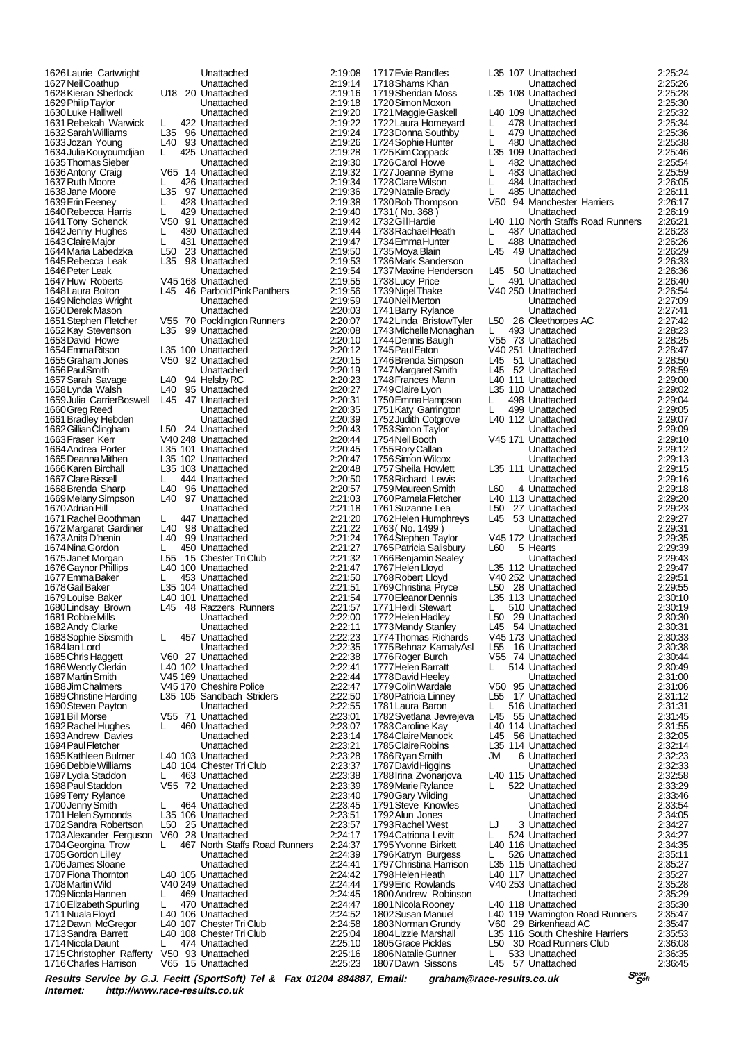| | | | | |
|---|---|---|---|---|
| 1626 | Laurie Cartwright | | Unattached | 2:19:08 |
| 1627 | Neil Coathup | | Unattached | 2:19:14 |
| 1628 | Kieran Sherlock | U18 20 | Unattached | 2:19:16 |
| 1629 | Philip Taylor | | Unattached | 2:19:18 |
| 1630 | Luke Halliwell | | Unattached | 2:19:20 |
| 1631 | Rebekah Warwick | L 422 | Unattached | 2:19:22 |
| 1632 | Sarah Williams | L35 96 | Unattached | 2:19:24 |
| 1633 | Jozan Young | L40 93 | Unattached | 2:19:26 |
| 1634 | Julia Kouyoumdjian | L 425 | Unattached | 2:19:28 |
| 1635 | Thomas Sieber | | Unattached | 2:19:30 |
| 1636 | Antony Craig | V65 14 | Unattached | 2:19:32 |
| 1637 | Ruth Moore | L 426 | Unattached | 2:19:34 |
| 1638 | Jane Moore | L35 97 | Unattached | 2:19:36 |
| 1639 | Erin Feeney | L 428 | Unattached | 2:19:38 |
| 1640 | Rebecca Harris | L 429 | Unattached | 2:19:40 |
| 1641 | Tony Schenck | V50 91 | Unattached | 2:19:42 |
| 1642 | Jenny Hughes | L 430 | Unattached | 2:19:44 |
| 1643 | Claire Major | L 431 | Unattached | 2:19:47 |
| 1644 | Maria Labedzka | L50 23 | Unattached | 2:19:50 |
| 1645 | Rebecca Leak | L35 98 | Unattached | 2:19:53 |
| 1646 | Peter Leak | | Unattached | 2:19:54 |
| 1647 | Huw Roberts | V45 168 | Unattached | 2:19:55 |
| 1648 | Laura Bolton | L45 46 | Parbold Pink Panthers | 2:19:56 |
| 1649 | Nicholas Wright | | Unattached | 2:19:59 |
| 1650 | Derek Mason | | Unattached | 2:20:03 |
| 1651 | Stephen Fletcher | V55 70 | Pocklington Runners | 2:20:07 |
| 1652 | Kay Stevenson | L35 99 | Unattached | 2:20:08 |
| 1653 | David Howe | | Unattached | 2:20:10 |
| 1654 | Emma Ritson | L35 100 | Unattached | 2:20:12 |
| 1655 | Graham Jones | V50 92 | Unattached | 2:20:15 |
| 1656 | Paul Smith | | Unattached | 2:20:19 |
| 1657 | Sarah Savage | L40 94 | Helsby RC | 2:20:23 |
| 1658 | Lynda Walsh | L40 95 | Unattached | 2:20:27 |
| 1659 | Julia CarrierBoswell | L45 47 | Unattached | 2:20:31 |
| 1660 | Greg Reed | | Unattached | 2:20:35 |
| 1661 | Bradley Hebden | | Unattached | 2:20:39 |
| 1662 | Gillian Clingham | L50 24 | Unattached | 2:20:43 |
| 1663 | Fraser Kerr | V40 248 | Unattached | 2:20:44 |
| 1664 | Andrea Porter | L35 101 | Unattached | 2:20:45 |
| 1665 | Deanna Mithen | L35 102 | Unattached | 2:20:47 |
| 1666 | Karen Birchall | L35 103 | Unattached | 2:20:48 |
| 1667 | Clare Bissell | L 444 | Unattached | 2:20:50 |
| 1668 | Brenda Sharp | L40 96 | Unattached | 2:20:57 |
| 1669 | Melany Simpson | L40 97 | Unattached | 2:21:03 |
| 1670 | Adrian Hill | | Unattached | 2:21:18 |
| 1671 | Rachel Boothman | L 447 | Unattached | 2:21:20 |
| 1672 | Margaret Gardiner | L40 98 | Unattached | 2:21:22 |
| 1673 | Anita D'henin | L40 99 | Unattached | 2:21:24 |
| 1674 | Nina Gordon | L 450 | Unattached | 2:21:27 |
| 1675 | Janet Morgan | L55 15 | Chester Tri Club | 2:21:32 |
| 1676 | Gaynor Phillips | L40 100 | Unattached | 2:21:47 |
| 1677 | Emma Baker | L 453 | Unattached | 2:21:50 |
| 1678 | Gail Baker | L35 104 | Unattached | 2:21:51 |
| 1679 | Louise Baker | L40 101 | Unattached | 2:21:54 |
| 1680 | Lindsay Brown | L45 48 | Razzers Runners | 2:21:57 |
| 1681 | Robbie Mills | | Unattached | 2:22:00 |
| 1682 | Andy Clarke | | Unattached | 2:22:11 |
| 1683 | Sophie Sixsmith | L 457 | Unattached | 2:22:23 |
| 1684 | Ian Lord | | Unattached | 2:22:35 |
| 1685 | Chris Haggett | V60 27 | Unattached | 2:22:38 |
| 1686 | Wendy Clerkin | L40 102 | Unattached | 2:22:41 |
| 1687 | Martin Smith | V45 169 | Unattached | 2:22:44 |
| 1688 | Jim Chalmers | V45 170 | Cheshire Police | 2:22:47 |
| 1689 | Christine Harding | L35 105 | Sandbach Striders | 2:22:50 |
| 1690 | Steven Payton | | Unattached | 2:22:55 |
| 1691 | Bill Morse | V55 71 | Unattached | 2:23:01 |
| 1692 | Rachel Hughes | L 460 | Unattached | 2:23:07 |
| 1693 | Andrew Davies | | Unattached | 2:23:14 |
| 1694 | Paul Fletcher | | Unattached | 2:23:21 |
| 1695 | Kathleen Bulmer | L40 103 | Unattached | 2:23:28 |
| 1696 | Debbie Williams | L40 104 | Chester Tri Club | 2:23:37 |
| 1697 | Lydia Staddon | L 463 | Unattached | 2:23:38 |
| 1698 | Paul Staddon | V55 72 | Unattached | 2:23:39 |
| 1699 | Terry Rylance | | Unattached | 2:23:40 |
| 1700 | Jenny Smith | L 464 | Unattached | 2:23:45 |
| 1701 | Helen Symonds | L35 106 | Unattached | 2:23:51 |
| 1702 | Sandra Robertson | L50 25 | Unattached | 2:23:57 |
| 1703 | Alexander Ferguson | V60 28 | Unattached | 2:24:17 |
| 1704 | Georgina Trow | L 467 | North Staffs Road Runners | 2:24:37 |
| 1705 | Gordon Lilley | | Unattached | 2:24:39 |
| 1706 | James Sloane | | Unattached | 2:24:41 |
| 1707 | Fiona Thornton | L40 105 | Unattached | 2:24:42 |
| 1708 | Martin Wild | V40 249 | Unattached | 2:24:44 |
| 1709 | Nicola Hannen | L 469 | Unattached | 2:24:45 |
| 1710 | Elizabeth Spurling | L 470 | Unattached | 2:24:47 |
| 1711 | Nuala Floyd | L40 106 | Unattached | 2:24:52 |
| 1712 | Dawn McGregor | L40 107 | Chester Tri Club | 2:24:58 |
| 1713 | Sandra Barrett | L40 108 | Chester Tri Club | 2:25:04 |
| 1714 | Nicola Daunt | L 474 | Unattached | 2:25:10 |
| 1715 | Christopher Rafferty | V50 93 | Unattached | 2:25:16 |
| 1716 | Charles Harrison | V65 15 | Unattached | 2:25:23 |
| 1717 | Evie Randles | L35 107 | Unattached | 2:25:24 |
| 1718 | Shams Khan | | Unattached | 2:25:26 |
| 1719 | Sheridan Moss | L35 108 | Unattached | 2:25:28 |
| 1720 | Simon Moxon | | Unattached | 2:25:30 |
| 1721 | Maggie Gaskell | L40 109 | Unattached | 2:25:32 |
| 1722 | Laura Homeyard | L 478 | Unattached | 2:25:34 |
| 1723 | Donna Southby | L 479 | Unattached | 2:25:36 |
| 1724 | Sophie Hunter | L 480 | Unattached | 2:25:38 |
| 1725 | Kim Coppack | L35 109 | Unattached | 2:25:46 |
| 1726 | Carol Howe | L 482 | Unattached | 2:25:54 |
| 1727 | Joanne Byrne | L 483 | Unattached | 2:25:59 |
| 1728 | Clare Wilson | L 484 | Unattached | 2:26:05 |
| 1729 | Natalie Brady | L 485 | Unattached | 2:26:11 |
| 1730 | Bob Thompson | V50 94 | Manchester Harriers | 2:26:17 |
| 1731 | ( No. 368 ) | | Unattached | 2:26:19 |
| 1732 | Gill Hardie | L40 110 | North Staffs Road Runners | 2:26:21 |
| 1733 | Rachael Heath | L 487 | Unattached | 2:26:23 |
| 1734 | Emma Hunter | L 488 | Unattached | 2:26:26 |
| 1735 | Moya Blain | L45 49 | Unattached | 2:26:29 |
| 1736 | Mark Sanderson | | Unattached | 2:26:33 |
| 1737 | Maxine Henderson | L45 50 | Unattached | 2:26:36 |
| 1738 | Lucy Price | L 491 | Unattached | 2:26:40 |
| 1739 | Nigel Thake | V40 250 | Unattached | 2:26:54 |
| 1740 | Neil Merton | | Unattached | 2:27:09 |
| 1741 | Barry Rylance | | Unattached | 2:27:41 |
| 1742 | Linda BristowTyler | L50 26 | Cleethorpes AC | 2:27:42 |
| 1743 | Michelle Monaghan | L 493 | Unattached | 2:28:23 |
| 1744 | Dennis Baugh | V55 73 | Unattached | 2:28:25 |
| 1745 | Paul Eaton | V40 251 | Unattached | 2:28:47 |
| 1746 | Brenda Simpson | L45 51 | Unattached | 2:28:50 |
| 1747 | Margaret Smith | L45 52 | Unattached | 2:28:59 |
| 1748 | Frances Mann | L40 111 | Unattached | 2:29:00 |
| 1749 | Claire Lyon | L35 110 | Unattached | 2:29:02 |
| 1750 | Emma Hampson | L 498 | Unattached | 2:29:04 |
| 1751 | Katy Garrington | L 499 | Unattached | 2:29:05 |
| 1752 | Judith Cotgrove | L40 112 | Unattached | 2:29:07 |
| 1753 | Simon Taylor | | Unattached | 2:29:09 |
| 1754 | Neil Booth | V45 171 | Unattached | 2:29:10 |
| 1755 | Rory Callan | | Unattached | 2:29:12 |
| 1756 | Simon Wilcox | | Unattached | 2:29:13 |
| 1757 | Sheila Howlett | L35 111 | Unattached | 2:29:15 |
| 1758 | Richard Lewis | | Unattached | 2:29:16 |
| 1759 | Maureen Smith | L60 4 | Unattached | 2:29:18 |
| 1760 | Pamela Fletcher | L40 113 | Unattached | 2:29:20 |
| 1761 | Suzanne Lea | L50 27 | Unattached | 2:29:23 |
| 1762 | Helen Humphreys | L45 53 | Unattached | 2:29:27 |
| 1763 | ( No. 1499 ) | | Unattached | 2:29:31 |
| 1764 | Stephen Taylor | V45 172 | Unattached | 2:29:35 |
| 1765 | Patricia Salisbury | L60 5 | Hearts | 2:29:39 |
| 1766 | Benjamin Sealey | | Unattached | 2:29:43 |
| 1767 | Helen Lloyd | L35 112 | Unattached | 2:29:47 |
| 1768 | Robert Lloyd | V40 252 | Unattached | 2:29:51 |
| 1769 | Christina Pryce | L50 28 | Unattached | 2:29:55 |
| 1770 | Eleanor Dennis | L35 113 | Unattached | 2:30:10 |
| 1771 | Heidi Stewart | L 510 | Unattached | 2:30:19 |
| 1772 | Helen Hadley | L50 29 | Unattached | 2:30:30 |
| 1773 | Mandy Stanley | L45 54 | Unattached | 2:30:31 |
| 1774 | Thomas Richards | V45 173 | Unattached | 2:30:33 |
| 1775 | Behnaz KamalyAsl | L55 16 | Unattached | 2:30:38 |
| 1776 | Roger Burch | V55 74 | Unattached | 2:30:44 |
| 1777 | Helen Barratt | L 514 | Unattached | 2:30:49 |
| 1778 | David Heeley | | Unattached | 2:31:00 |
| 1779 | Colin Wardale | V50 95 | Unattached | 2:31:06 |
| 1780 | Patricia Linney | L55 17 | Unattached | 2:31:12 |
| 1781 | Laura Baron | L 516 | Unattached | 2:31:31 |
| 1782 | Svetlana Jevrejeva | L45 55 | Unattached | 2:31:45 |
| 1783 | Caroline Kay | L40 114 | Unattached | 2:31:55 |
| 1784 | Claire Manock | L45 56 | Unattached | 2:32:05 |
| 1785 | Claire Robins | L35 114 | Unattached | 2:32:14 |
| 1786 | Ryan Smith | JM 6 | Unattached | 2:32:23 |
| 1787 | David Higgins | | Unattached | 2:32:33 |
| 1788 | Irina Zvonarjova | L40 115 | Unattached | 2:32:58 |
| 1789 | Marie Rylance | L 522 | Unattached | 2:33:29 |
| 1790 | Gary Wilding | | Unattached | 2:33:46 |
| 1791 | Steve Knowles | | Unattached | 2:33:54 |
| 1792 | Alun Jones | | Unattached | 2:34:05 |
| 1793 | Rachel West | LJ 3 | Unattached | 2:34:27 |
| 1794 | Catriona Levitt | L 524 | Unattached | 2:34:27 |
| 1795 | Yvonne Birkett | L40 116 | Unattached | 2:34:35 |
| 1796 | Katryn Burgess | L 526 | Unattached | 2:35:11 |
| 1797 | Christina Harrison | L35 115 | Unattached | 2:35:27 |
| 1798 | Helen Heath | L40 117 | Unattached | 2:35:27 |
| 1799 | Eric Rowlands | V40 253 | Unattached | 2:35:28 |
| 1800 | Andrew Robinson | | Unattached | 2:35:29 |
| 1801 | Nicola Rooney | L40 118 | Unattached | 2:35:30 |
| 1802 | Susan Manuel | L40 119 | Warrington Road Runners | 2:35:47 |
| 1803 | Norman Grundy | V60 29 | Birkenhead AC | 2:35:47 |
| 1804 | Lizzie Marshall | L35 116 | South Cheshire Harriers | 2:35:53 |
| 1805 | Grace Pickles | L50 30 | Road Runners Club | 2:36:08 |
| 1806 | Natalie Gunner | L 533 | Unattached | 2:36:35 |
| 1807 | Dawn Sissons | L45 57 | Unattached | 2:36:45 |

***Results Service by G.J. Fecitt (SportSoft) Tel & Fax 01204 884887, Email: graham@race-results.co.uk***
***Internet: http://www.race-results.co.uk***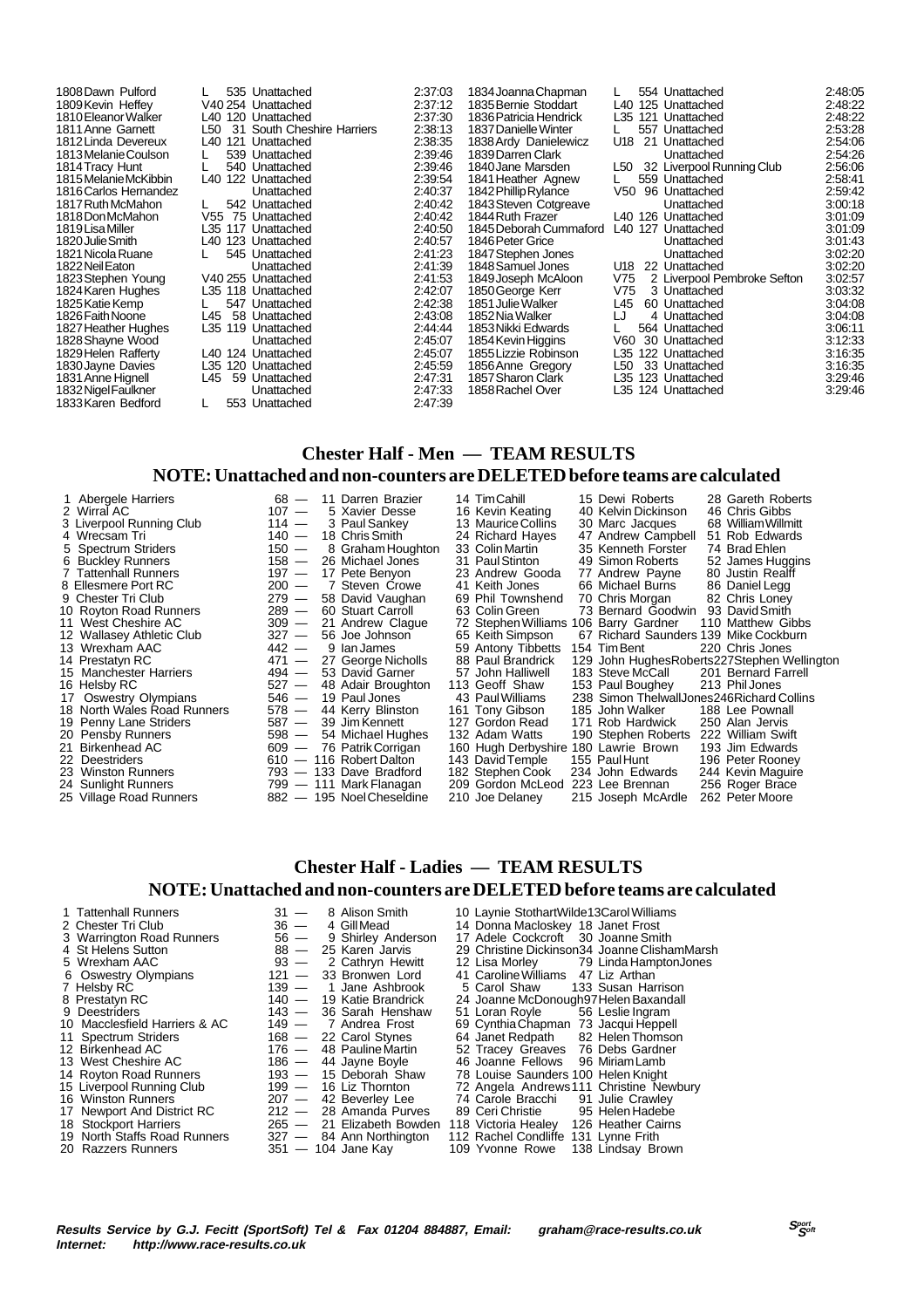| | | | | |
|---|---|---|---|---|
| 1808 | Dawn Pulford | L 535 | Unattached | 2:37:03 |
| 1809 | Kevin Heffey | V40 254 | Unattached | 2:37:12 |
| 1810 | Eleanor Walker | L40 120 | Unattached | 2:37:30 |
| 1811 | Anne Garnett | L50 31 | South Cheshire Harriers | 2:38:13 |
| 1812 | Linda Devereux | L40 121 | Unattached | 2:38:35 |
| 1813 | Melanie Coulson | L 539 | Unattached | 2:39:46 |
| 1814 | Tracy Hunt | L 540 | Unattached | 2:39:46 |
| 1815 | Melanie McKibbin | L40 122 | Unattached | 2:39:54 |
| 1816 | Carlos Hernandez | | Unattached | 2:40:37 |
| 1817 | Ruth McMahon | L 542 | Unattached | 2:40:42 |
| 1818 | Don McMahon | V55 75 | Unattached | 2:40:42 |
| 1819 | Lisa Miller | L35 117 | Unattached | 2:40:50 |
| 1820 | Julie Smith | L40 123 | Unattached | 2:40:57 |
| 1821 | Nicola Ruane | L 545 | Unattached | 2:41:23 |
| 1822 | Neil Eaton | | Unattached | 2:41:39 |
| 1823 | Stephen Young | V40 255 | Unattached | 2:41:53 |
| 1824 | Karen Hughes | L35 118 | Unattached | 2:42:07 |
| 1825 | Katie Kemp | L 547 | Unattached | 2:42:38 |
| 1826 | Faith Noone | L45 58 | Unattached | 2:43:08 |
| 1827 | Heather Hughes | L35 119 | Unattached | 2:44:44 |
| 1828 | Shayne Wood | | Unattached | 2:45:07 |
| 1829 | Helen Rafferty | L40 124 | Unattached | 2:45:07 |
| 1830 | Jayne Davies | L35 120 | Unattached | 2:45:59 |
| 1831 | Anne Hignell | L45 59 | Unattached | 2:47:31 |
| 1832 | Nigel Faulkner | | Unattached | 2:47:33 |
| 1833 | Karen Bedford | L 553 | Unattached | 2:47:39 |
| 1834 | Joanna Chapman | L 554 | Unattached | 2:48:05 |
| 1835 | Bernie Stoddart | L40 125 | Unattached | 2:48:22 |
| 1836 | Patricia Hendrick | L35 121 | Unattached | 2:48:22 |
| 1837 | Danielle Winter | L 557 | Unattached | 2:53:28 |
| 1838 | Ardy Danielewicz | U18 21 | Unattached | 2:54:06 |
| 1839 | Darren Clark | | Unattached | 2:54:26 |
| 1840 | Jane Marsden | L50 32 | Liverpool Running Club | 2:56:06 |
| 1841 | Heather Agnew | L 559 | Unattached | 2:58:41 |
| 1842 | Phillip Rylance | V50 96 | Unattached | 2:59:42 |
| 1843 | Steven Cotgreave | | Unattached | 3:00:18 |
| 1844 | Ruth Frazer | L40 126 | Unattached | 3:01:09 |
| 1845 | Deborah Cummaford | L40 127 | Unattached | 3:01:09 |
| 1846 | Peter Grice | | Unattached | 3:01:43 |
| 1847 | Stephen Jones | | Unattached | 3:02:20 |
| 1848 | Samuel Jones | U18 22 | Unattached | 3:02:20 |
| 1849 | Joseph McAloon | V75 2 | Liverpool Pembroke Sefton | 3:02:57 |
| 1850 | George Kerr | V75 3 | Unattached | 3:03:32 |
| 1851 | Julie Walker | L45 60 | Unattached | 3:04:08 |
| 1852 | Nia Walker | LJ 4 | Unattached | 3:04:08 |
| 1853 | Nikki Edwards | L 564 | Unattached | 3:06:11 |
| 1854 | Kevin Higgins | V60 30 | Unattached | 3:12:33 |
| 1855 | Lizzie Robinson | L35 122 | Unattached | 3:16:35 |
| 1856 | Anne Gregory | L50 33 | Unattached | 3:16:35 |
| 1857 | Sharon Clark | L35 123 | Unattached | 3:29:46 |
| 1858 | Rachel Over | L35 124 | Unattached | 3:29:46 |

## Chester Half - Men — TEAM RESULTS

### NOTE: Unattached and non-counters are DELETED before teams are calculated

| | | | | | | |
|---|---|---|---|---|---|---|
| 1 | Abergele Harriers | 68 — | 11 Darren Brazier | 14 Tim Cahill | 15 Dewi Roberts | 28 Gareth Roberts |
| 2 | Wirral AC | 107 — | 5 Xavier Desse | 16 Kevin Keating | 40 Kelvin Dickinson | 46 Chris Gibbs |
| 3 | Liverpool Running Club | 114 — | 3 Paul Sankey | 13 Maurice Collins | 30 Marc Jacques | 68 William Willmitt |
| 4 | Wrecsam Tri | 140 — | 18 Chris Smith | 24 Richard Hayes | 47 Andrew Campbell | 51 Rob Edwards |
| 5 | Spectrum Striders | 150 — | 8 Graham Houghton | 33 Colin Martin | 35 Kenneth Forster | 74 Brad Ehlen |
| 6 | Buckley Runners | 158 — | 26 Michael Jones | 31 Paul Stinton | 49 Simon Roberts | 52 James Huggins |
| 7 | Tattenhall Runners | 197 — | 17 Pete Benyon | 23 Andrew Gooda | 77 Andrew Payne | 80 Justin Realff |
| 8 | Ellesmere Port RC | 200 — | 7 Steven Crowe | 41 Keith Jones | 66 Michael Burns | 86 Daniel Legg |
| 9 | Chester Tri Club | 279 — | 58 David Vaughan | 69 Phil Townshend | 70 Chris Morgan | 82 Chris Loney |
| 10 | Royton Road Runners | 289 — | 60 Stuart Carroll | 63 Colin Green | 73 Bernard Goodwin | 93 David Smith |
| 11 | West Cheshire AC | 309 — | 21 Andrew Clague | 72 Stephen Williams | 106 Barry Gardner | 110 Matthew Gibbs |
| 12 | Wallasey Athletic Club | 327 — | 56 Joe Johnson | 65 Keith Simpson | 67 Richard Saunders | 139 Mike Cockburn |
| 13 | Wrexham AAC | 442 — | 9 Ian James | 59 Antony Tibbetts | 154 Tim Bent | 220 Chris Jones |
| 14 | Prestatyn RC | 471 — | 27 George Nicholls | 88 Paul Brandrick | 129 John HughesRoberts | 227 Stephen Wellington |
| 15 | Manchester Harriers | 494 — | 53 David Garner | 57 John Halliwell | 183 Steve McCall | 201 Bernard Farrell |
| 16 | Helsby RC | 527 — | 48 Adair Broughton | 113 Geoff Shaw | 153 Paul Boughey | 213 Phil Jones |
| 17 | Oswestry Olympians | 546 — | 19 Paul Jones | 43 Paul Williams | 238 Simon ThelwallJones | 246 Richard Collins |
| 18 | North Wales Road Runners | 578 — | 44 Kerry Blinston | 161 Tony Gibson | 185 John Walker | 188 Lee Pownall |
| 19 | Penny Lane Striders | 587 — | 39 Jim Kennett | 127 Gordon Read | 171 Rob Hardwick | 250 Alan Jervis |
| 20 | Pensby Runners | 598 — | 54 Michael Hughes | 132 Adam Watts | 190 Stephen Roberts | 222 William Swift |
| 21 | Birkenhead AC | 609 — | 76 Patrik Corrigan | 160 Hugh Derbyshire | 180 Lawrie Brown | 193 Jim Edwards |
| 22 | Deestriders | 610 — | 116 Robert Dalton | 143 David Temple | 155 Paul Hunt | 196 Peter Rooney |
| 23 | Winston Runners | 793 — | 133 Dave Bradford | 182 Stephen Cook | 234 John Edwards | 244 Kevin Maguire |
| 24 | Sunlight Runners | 799 — | 111 Mark Flanagan | 209 Gordon McLeod | 223 Lee Brennan | 256 Roger Brace |
| 25 | Village Road Runners | 882 — | 195 Noel Cheseldine | 210 Joe Delaney | 215 Joseph McArdle | 262 Peter Moore |

## Chester Half - Ladies — TEAM RESULTS

### NOTE: Unattached and non-counters are DELETED before teams are calculated

| | | | | | |
|---|---|---|---|---|---|
| 1 | Tattenhall Runners | 31 — | 8 Alison Smith | 10 Laynie StothartWilde | 13 Carol Williams |
| 2 | Chester Tri Club | 36 — | 4 Gill Mead | 14 Donna Macloskey | 18 Janet Frost |
| 3 | Warrington Road Runners | 56 — | 9 Shirley Anderson | 17 Adele Cockcroft | 30 Joanne Smith |
| 4 | St Helens Sutton | 88 — | 25 Karen Jarvis | 29 Christine Dickinson | 34 Joanne ClishamMarsh |
| 5 | Wrexham AAC | 93 — | 2 Cathryn Hewitt | 12 Lisa Morley | 79 Linda HamptonJones |
| 6 | Oswestry Olympians | 121 — | 33 Bronwen Lord | 41 Caroline Williams | 47 Liz Arthan |
| 7 | Helsby RC | 139 — | 1 Jane Ashbrook | 5 Carol Shaw | 133 Susan Harrison |
| 8 | Prestatyn RC | 140 — | 19 Katie Brandrick | 24 Joanne McDonough | 97 Helen Baxandall |
| 9 | Deestriders | 143 — | 36 Sarah Henshaw | 51 Loran Royle | 56 Leslie Ingram |
| 10 | Macclesfield Harriers & AC | 149 — | 7 Andrea Frost | 69 Cynthia Chapman | 73 Jacqui Heppell |
| 11 | Spectrum Striders | 168 — | 22 Carol Stynes | 64 Janet Redpath | 82 Helen Thomson |
| 12 | Birkenhead AC | 176 — | 48 Pauline Martin | 52 Tracey Greaves | 76 Debs Gardner |
| 13 | West Cheshire AC | 186 — | 44 Jayne Boyle | 46 Joanne Fellows | 96 Miriam Lamb |
| 14 | Royton Road Runners | 193 — | 15 Deborah Shaw | 78 Louise Saunders | 100 Helen Knight |
| 15 | Liverpool Running Club | 199 — | 16 Liz Thornton | 72 Angela Andrews | 111 Christine Newbury |
| 16 | Winston Runners | 207 — | 42 Beverley Lee | 74 Carole Bracchi | 91 Julie Crawley |
| 17 | Newport And District RC | 212 — | 28 Amanda Purves | 89 Ceri Christie | 95 Helen Hadebe |
| 18 | Stockport Harriers | 265 — | 21 Elizabeth Bowden | 118 Victoria Healey | 126 Heather Cairns |
| 19 | North Staffs Road Runners | 327 — | 84 Ann Northington | 112 Rachel Condliffe | 131 Lynne Frith |
| 20 | Razzers Runners | 351 — | 104 Jane Kay | 109 Yvonne Rowe | 138 Lindsay Brown |

***Results Service by G.J. Fecitt (SportSoft) Tel & Fax 01204 884887, Email: graham@race-results.co.uk***
***Internet: http://www.race-results.co.uk***